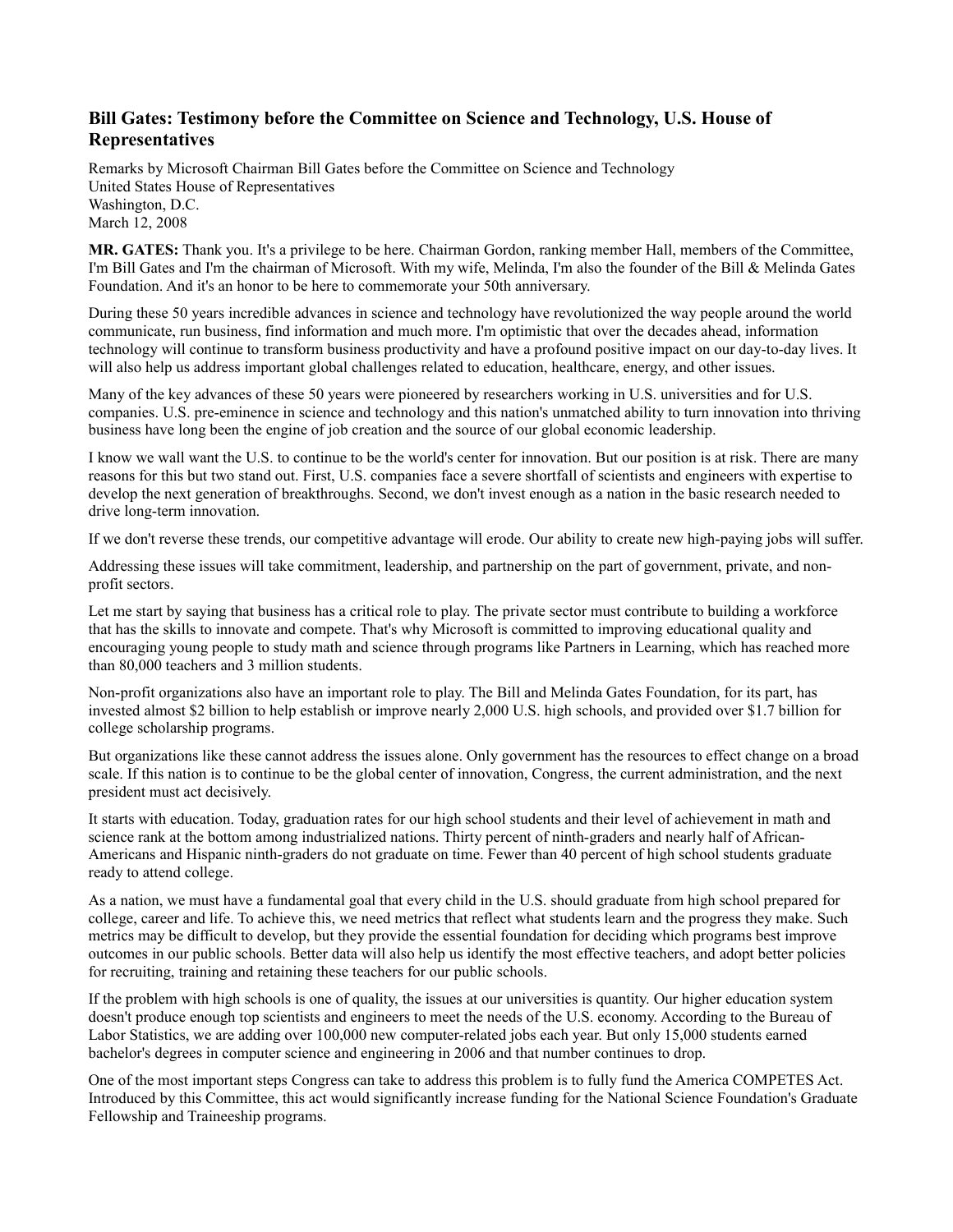## Bill Gates: Testimony before the Committee on Science and Technology, U.S. House of Representatives

Remarks by Microsoft Chairman Bill Gates before the Committee on Science and Technology
United States House of Representatives
Washington, D.C.
March 12, 2008

**MR. GATES:** Thank you. It's a privilege to be here. Chairman Gordon, ranking member Hall, members of the Committee, I'm Bill Gates and I'm the chairman of Microsoft. With my wife, Melinda, I'm also the founder of the Bill & Melinda Gates Foundation. And it's an honor to be here to commemorate your 50th anniversary.

During these 50 years incredible advances in science and technology have revolutionized the way people around the world communicate, run business, find information and much more. I'm optimistic that over the decades ahead, information technology will continue to transform business productivity and have a profound positive impact on our day-to-day lives. It will also help us address important global challenges related to education, healthcare, energy, and other issues.

Many of the key advances of these 50 years were pioneered by researchers working in U.S. universities and for U.S. companies. U.S. pre-eminence in science and technology and this nation's unmatched ability to turn innovation into thriving business have long been the engine of job creation and the source of our global economic leadership.

I know we wall want the U.S. to continue to be the world's center for innovation. But our position is at risk. There are many reasons for this but two stand out. First, U.S. companies face a severe shortfall of scientists and engineers with expertise to develop the next generation of breakthroughs. Second, we don't invest enough as a nation in the basic research needed to drive long-term innovation.

If we don't reverse these trends, our competitive advantage will erode. Our ability to create new high-paying jobs will suffer.

Addressing these issues will take commitment, leadership, and partnership on the part of government, private, and non-profit sectors.

Let me start by saying that business has a critical role to play. The private sector must contribute to building a workforce that has the skills to innovate and compete. That's why Microsoft is committed to improving educational quality and encouraging young people to study math and science through programs like Partners in Learning, which has reached more than 80,000 teachers and 3 million students.

Non-profit organizations also have an important role to play. The Bill and Melinda Gates Foundation, for its part, has invested almost $2 billion to help establish or improve nearly 2,000 U.S. high schools, and provided over $1.7 billion for college scholarship programs.

But organizations like these cannot address the issues alone. Only government has the resources to effect change on a broad scale. If this nation is to continue to be the global center of innovation, Congress, the current administration, and the next president must act decisively.

It starts with education. Today, graduation rates for our high school students and their level of achievement in math and science rank at the bottom among industrialized nations. Thirty percent of ninth-graders and nearly half of African-Americans and Hispanic ninth-graders do not graduate on time. Fewer than 40 percent of high school students graduate ready to attend college.

As a nation, we must have a fundamental goal that every child in the U.S. should graduate from high school prepared for college, career and life. To achieve this, we need metrics that reflect what students learn and the progress they make. Such metrics may be difficult to develop, but they provide the essential foundation for deciding which programs best improve outcomes in our public schools. Better data will also help us identify the most effective teachers, and adopt better policies for recruiting, training and retaining these teachers for our public schools.

If the problem with high schools is one of quality, the issues at our universities is quantity. Our higher education system doesn't produce enough top scientists and engineers to meet the needs of the U.S. economy. According to the Bureau of Labor Statistics, we are adding over 100,000 new computer-related jobs each year. But only 15,000 students earned bachelor's degrees in computer science and engineering in 2006 and that number continues to drop.

One of the most important steps Congress can take to address this problem is to fully fund the America COMPETES Act. Introduced by this Committee, this act would significantly increase funding for the National Science Foundation's Graduate Fellowship and Traineeship programs.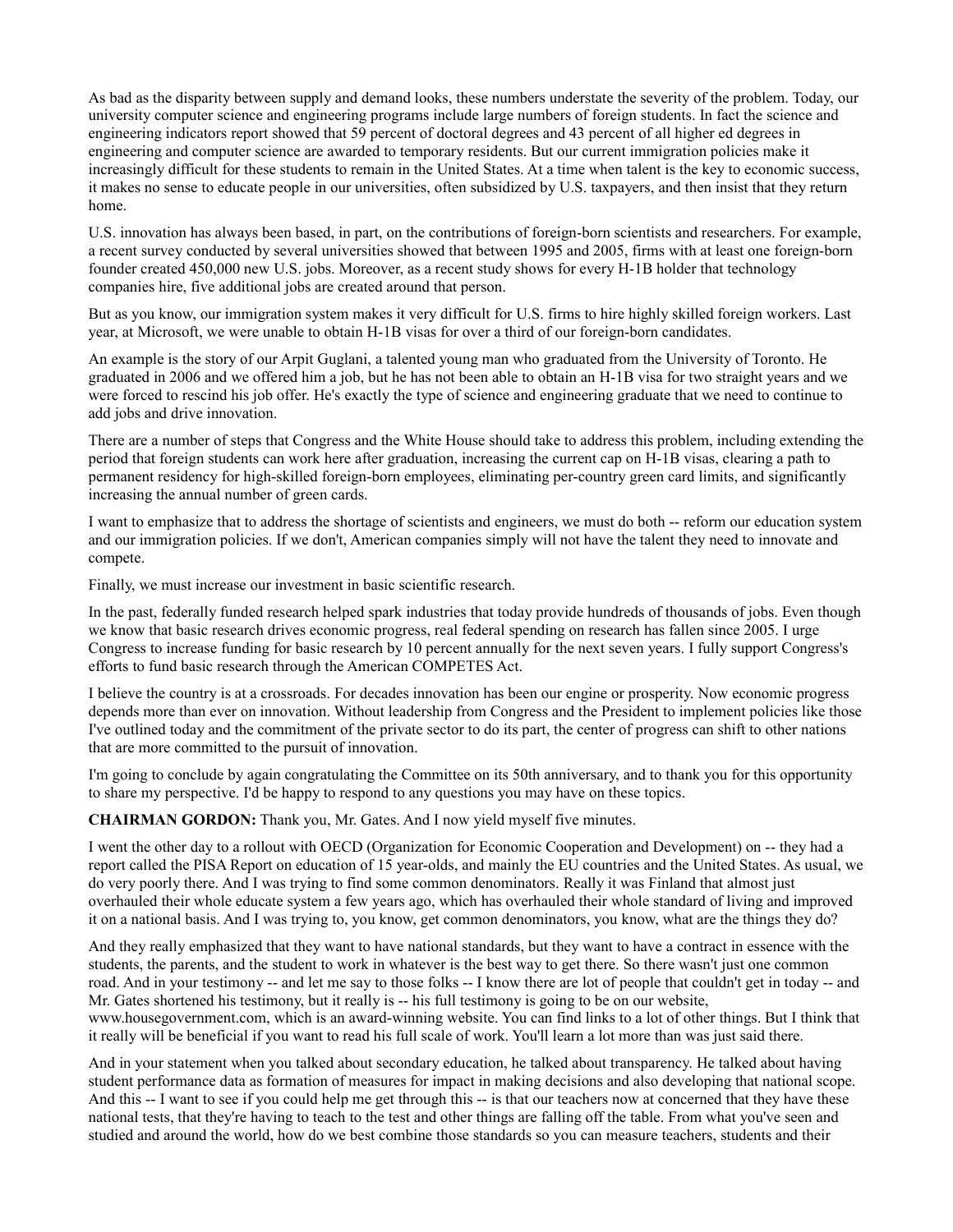As bad as the disparity between supply and demand looks, these numbers understate the severity of the problem. Today, our university computer science and engineering programs include large numbers of foreign students. In fact the science and engineering indicators report showed that 59 percent of doctoral degrees and 43 percent of all higher ed degrees in engineering and computer science are awarded to temporary residents. But our current immigration policies make it increasingly difficult for these students to remain in the United States. At a time when talent is the key to economic success, it makes no sense to educate people in our universities, often subsidized by U.S. taxpayers, and then insist that they return home.

U.S. innovation has always been based, in part, on the contributions of foreign-born scientists and researchers. For example, a recent survey conducted by several universities showed that between 1995 and 2005, firms with at least one foreign-born founder created 450,000 new U.S. jobs. Moreover, as a recent study shows for every H-1B holder that technology companies hire, five additional jobs are created around that person.

But as you know, our immigration system makes it very difficult for U.S. firms to hire highly skilled foreign workers. Last year, at Microsoft, we were unable to obtain H-1B visas for over a third of our foreign-born candidates.

An example is the story of our Arpit Guglani, a talented young man who graduated from the University of Toronto. He graduated in 2006 and we offered him a job, but he has not been able to obtain an H-1B visa for two straight years and we were forced to rescind his job offer. He's exactly the type of science and engineering graduate that we need to continue to add jobs and drive innovation.

There are a number of steps that Congress and the White House should take to address this problem, including extending the period that foreign students can work here after graduation, increasing the current cap on H-1B visas, clearing a path to permanent residency for high-skilled foreign-born employees, eliminating per-country green card limits, and significantly increasing the annual number of green cards.

I want to emphasize that to address the shortage of scientists and engineers, we must do both -- reform our education system and our immigration policies. If we don't, American companies simply will not have the talent they need to innovate and compete.

Finally, we must increase our investment in basic scientific research.

In the past, federally funded research helped spark industries that today provide hundreds of thousands of jobs. Even though we know that basic research drives economic progress, real federal spending on research has fallen since 2005. I urge Congress to increase funding for basic research by 10 percent annually for the next seven years. I fully support Congress's efforts to fund basic research through the American COMPETES Act.

I believe the country is at a crossroads. For decades innovation has been our engine or prosperity. Now economic progress depends more than ever on innovation. Without leadership from Congress and the President to implement policies like those I've outlined today and the commitment of the private sector to do its part, the center of progress can shift to other nations that are more committed to the pursuit of innovation.

I'm going to conclude by again congratulating the Committee on its 50th anniversary, and to thank you for this opportunity to share my perspective. I'd be happy to respond to any questions you may have on these topics.

**CHAIRMAN GORDON:** Thank you, Mr. Gates. And I now yield myself five minutes.

I went the other day to a rollout with OECD (Organization for Economic Cooperation and Development) on -- they had a report called the PISA Report on education of 15 year-olds, and mainly the EU countries and the United States. As usual, we do very poorly there. And I was trying to find some common denominators. Really it was Finland that almost just overhauled their whole educate system a few years ago, which has overhauled their whole standard of living and improved it on a national basis. And I was trying to, you know, get common denominators, you know, what are the things they do?

And they really emphasized that they want to have national standards, but they want to have a contract in essence with the students, the parents, and the student to work in whatever is the best way to get there. So there wasn't just one common road. And in your testimony -- and let me say to those folks -- I know there are lot of people that couldn't get in today -- and Mr. Gates shortened his testimony, but it really is -- his full testimony is going to be on our website, www.housegovernment.com, which is an award-winning website. You can find links to a lot of other things. But I think that it really will be beneficial if you want to read his full scale of work. You'll learn a lot more than was just said there.

And in your statement when you talked about secondary education, he talked about transparency. He talked about having student performance data as formation of measures for impact in making decisions and also developing that national scope. And this -- I want to see if you could help me get through this -- is that our teachers now at concerned that they have these national tests, that they're having to teach to the test and other things are falling off the table. From what you've seen and studied and around the world, how do we best combine those standards so you can measure teachers, students and their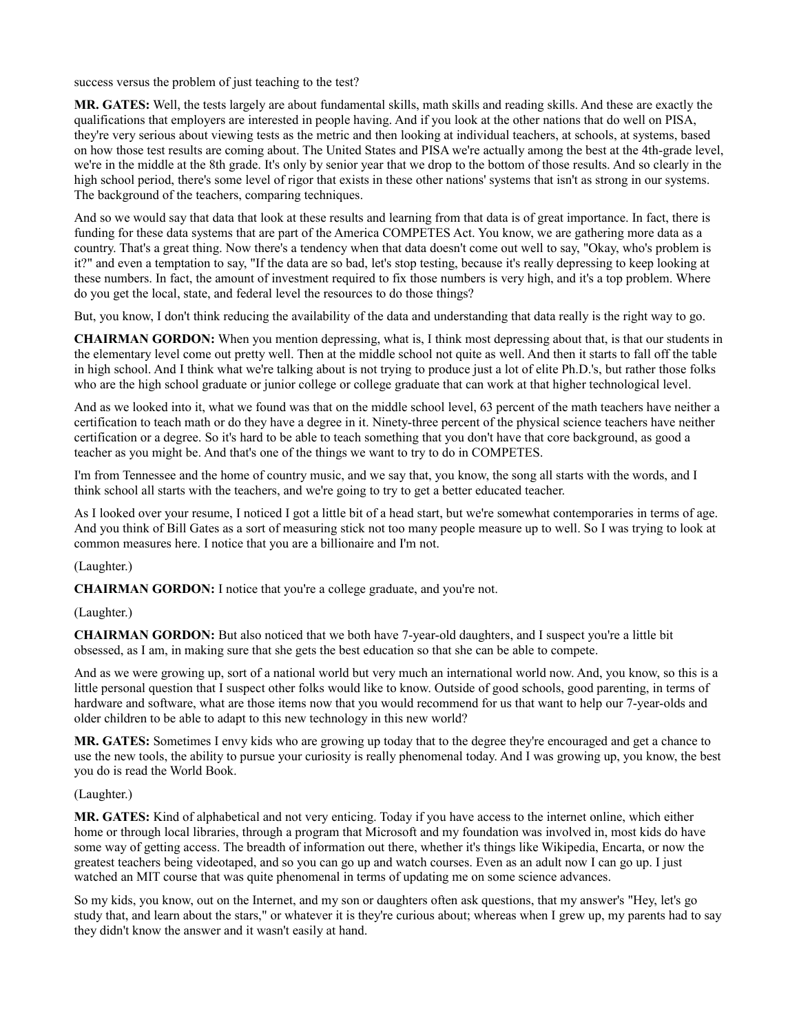success versus the problem of just teaching to the test?

**MR. GATES:** Well, the tests largely are about fundamental skills, math skills and reading skills. And these are exactly the qualifications that employers are interested in people having. And if you look at the other nations that do well on PISA, they're very serious about viewing tests as the metric and then looking at individual teachers, at schools, at systems, based on how those test results are coming about. The United States and PISA we're actually among the best at the 4th-grade level, we're in the middle at the 8th grade. It's only by senior year that we drop to the bottom of those results. And so clearly in the high school period, there's some level of rigor that exists in these other nations' systems that isn't as strong in our systems. The background of the teachers, comparing techniques.

And so we would say that data that look at these results and learning from that data is of great importance. In fact, there is funding for these data systems that are part of the America COMPETES Act. You know, we are gathering more data as a country. That's a great thing. Now there's a tendency when that data doesn't come out well to say, "Okay, who's problem is it?" and even a temptation to say, "If the data are so bad, let's stop testing, because it's really depressing to keep looking at these numbers. In fact, the amount of investment required to fix those numbers is very high, and it's a top problem. Where do you get the local, state, and federal level the resources to do those things?

But, you know, I don't think reducing the availability of the data and understanding that data really is the right way to go.

**CHAIRMAN GORDON:** When you mention depressing, what is, I think most depressing about that, is that our students in the elementary level come out pretty well. Then at the middle school not quite as well. And then it starts to fall off the table in high school. And I think what we're talking about is not trying to produce just a lot of elite Ph.D.'s, but rather those folks who are the high school graduate or junior college or college graduate that can work at that higher technological level.

And as we looked into it, what we found was that on the middle school level, 63 percent of the math teachers have neither a certification to teach math or do they have a degree in it. Ninety-three percent of the physical science teachers have neither certification or a degree. So it's hard to be able to teach something that you don't have that core background, as good a teacher as you might be. And that's one of the things we want to try to do in COMPETES.

I'm from Tennessee and the home of country music, and we say that, you know, the song all starts with the words, and I think school all starts with the teachers, and we're going to try to get a better educated teacher.

As I looked over your resume, I noticed I got a little bit of a head start, but we're somewhat contemporaries in terms of age. And you think of Bill Gates as a sort of measuring stick not too many people measure up to well. So I was trying to look at common measures here. I notice that you are a billionaire and I'm not.

(Laughter.)

**CHAIRMAN GORDON:** I notice that you're a college graduate, and you're not.

(Laughter.)

**CHAIRMAN GORDON:** But also noticed that we both have 7-year-old daughters, and I suspect you're a little bit obsessed, as I am, in making sure that she gets the best education so that she can be able to compete.

And as we were growing up, sort of a national world but very much an international world now. And, you know, so this is a little personal question that I suspect other folks would like to know. Outside of good schools, good parenting, in terms of hardware and software, what are those items now that you would recommend for us that want to help our 7-year-olds and older children to be able to adapt to this new technology in this new world?

**MR. GATES:** Sometimes I envy kids who are growing up today that to the degree they're encouraged and get a chance to use the new tools, the ability to pursue your curiosity is really phenomenal today. And I was growing up, you know, the best you do is read the World Book.

(Laughter.)

**MR. GATES:** Kind of alphabetical and not very enticing. Today if you have access to the internet online, which either home or through local libraries, through a program that Microsoft and my foundation was involved in, most kids do have some way of getting access. The breadth of information out there, whether it's things like Wikipedia, Encarta, or now the greatest teachers being videotaped, and so you can go up and watch courses. Even as an adult now I can go up. I just watched an MIT course that was quite phenomenal in terms of updating me on some science advances.

So my kids, you know, out on the Internet, and my son or daughters often ask questions, that my answer's "Hey, let's go study that, and learn about the stars," or whatever it is they're curious about; whereas when I grew up, my parents had to say they didn't know the answer and it wasn't easily at hand.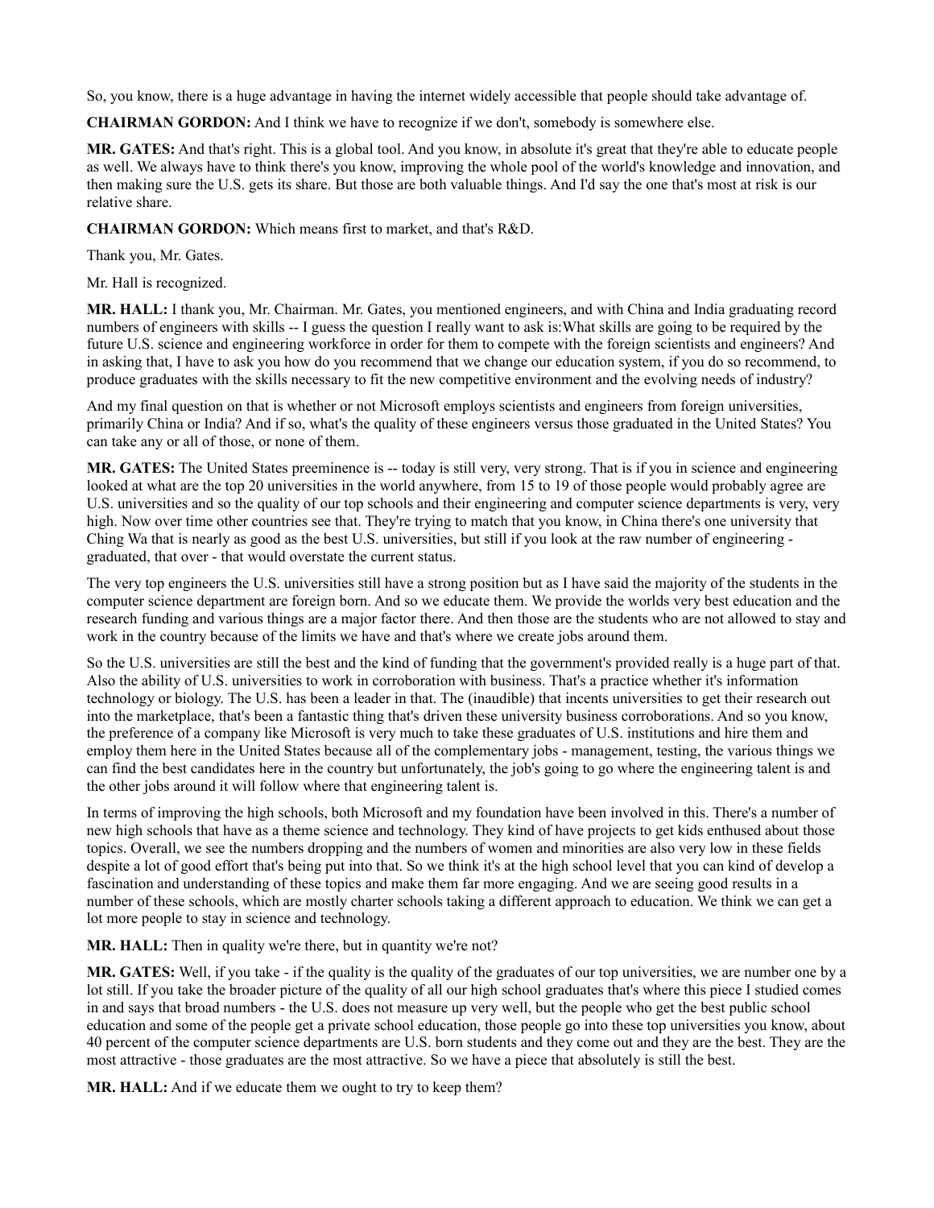So, you know, there is a huge advantage in having the internet widely accessible that people should take advantage of.

**CHAIRMAN GORDON:** And I think we have to recognize if we don't, somebody is somewhere else.

**MR. GATES:** And that's right. This is a global tool. And you know, in absolute it's great that they're able to educate people as well. We always have to think there's you know, improving the whole pool of the world's knowledge and innovation, and then making sure the U.S. gets its share. But those are both valuable things. And I'd say the one that's most at risk is our relative share.

**CHAIRMAN GORDON:** Which means first to market, and that's R&D.

Thank you, Mr. Gates.

Mr. Hall is recognized.

**MR. HALL:** I thank you, Mr. Chairman. Mr. Gates, you mentioned engineers, and with China and India graduating record numbers of engineers with skills -- I guess the question I really want to ask is:What skills are going to be required by the future U.S. science and engineering workforce in order for them to compete with the foreign scientists and engineers? And in asking that, I have to ask you how do you recommend that we change our education system, if you do so recommend, to produce graduates with the skills necessary to fit the new competitive environment and the evolving needs of industry?

And my final question on that is whether or not Microsoft employs scientists and engineers from foreign universities, primarily China or India? And if so, what's the quality of these engineers versus those graduated in the United States? You can take any or all of those, or none of them.

**MR. GATES:** The United States preeminence is -- today is still very, very strong. That is if you in science and engineering looked at what are the top 20 universities in the world anywhere, from 15 to 19 of those people would probably agree are U.S. universities and so the quality of our top schools and their engineering and computer science departments is very, very high. Now over time other countries see that. They're trying to match that you know, in China there's one university that Ching Wa that is nearly as good as the best U.S. universities, but still if you look at the raw number of engineering - graduated, that over - that would overstate the current status.

The very top engineers the U.S. universities still have a strong position but as I have said the majority of the students in the computer science department are foreign born. And so we educate them. We provide the worlds very best education and the research funding and various things are a major factor there. And then those are the students who are not allowed to stay and work in the country because of the limits we have and that's where we create jobs around them.

So the U.S. universities are still the best and the kind of funding that the government's provided really is a huge part of that. Also the ability of U.S. universities to work in corroboration with business. That's a practice whether it's information technology or biology. The U.S. has been a leader in that. The (inaudible) that incents universities to get their research out into the marketplace, that's been a fantastic thing that's driven these university business corroborations. And so you know, the preference of a company like Microsoft is very much to take these graduates of U.S. institutions and hire them and employ them here in the United States because all of the complementary jobs - management, testing, the various things we can find the best candidates here in the country but unfortunately, the job's going to go where the engineering talent is and the other jobs around it will follow where that engineering talent is.

In terms of improving the high schools, both Microsoft and my foundation have been involved in this. There's a number of new high schools that have as a theme science and technology. They kind of have projects to get kids enthused about those topics. Overall, we see the numbers dropping and the numbers of women and minorities are also very low in these fields despite a lot of good effort that's being put into that. So we think it's at the high school level that you can kind of develop a fascination and understanding of these topics and make them far more engaging. And we are seeing good results in a number of these schools, which are mostly charter schools taking a different approach to education. We think we can get a lot more people to stay in science and technology.

**MR. HALL:** Then in quality we're there, but in quantity we're not?

**MR. GATES:** Well, if you take - if the quality is the quality of the graduates of our top universities, we are number one by a lot still. If you take the broader picture of the quality of all our high school graduates that's where this piece I studied comes in and says that broad numbers - the U.S. does not measure up very well, but the people who get the best public school education and some of the people get a private school education, those people go into these top universities you know, about 40 percent of the computer science departments are U.S. born students and they come out and they are the best. They are the most attractive - those graduates are the most attractive. So we have a piece that absolutely is still the best.

**MR. HALL:** And if we educate them we ought to try to keep them?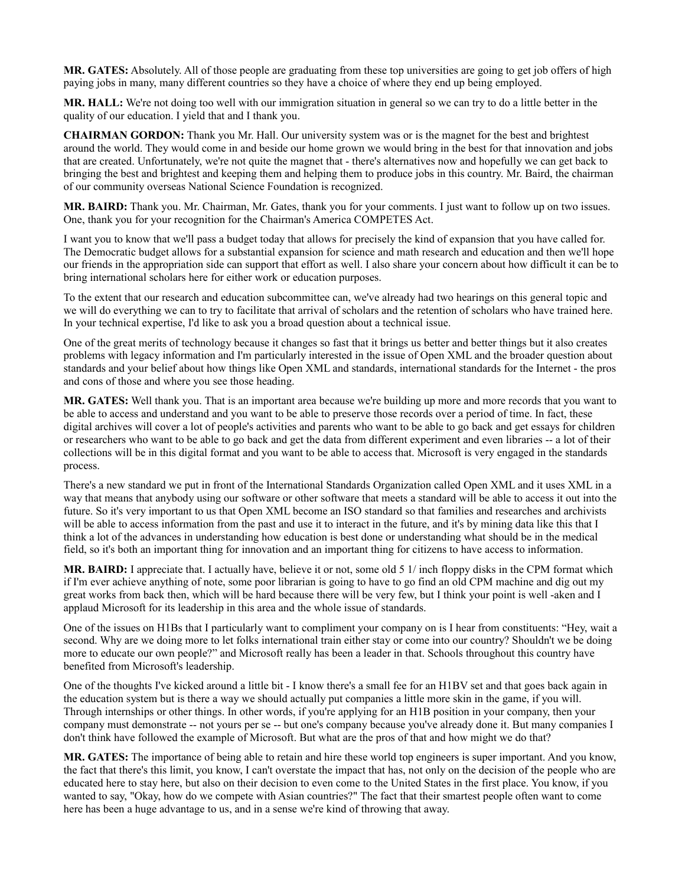**MR. GATES:** Absolutely. All of those people are graduating from these top universities are going to get job offers of high paying jobs in many, many different countries so they have a choice of where they end up being employed.

**MR. HALL:** We're not doing too well with our immigration situation in general so we can try to do a little better in the quality of our education. I yield that and I thank you.

**CHAIRMAN GORDON:** Thank you Mr. Hall. Our university system was or is the magnet for the best and brightest around the world. They would come in and beside our home grown we would bring in the best for that innovation and jobs that are created. Unfortunately, we're not quite the magnet that - there's alternatives now and hopefully we can get back to bringing the best and brightest and keeping them and helping them to produce jobs in this country. Mr. Baird, the chairman of our community overseas National Science Foundation is recognized.

**MR. BAIRD:** Thank you. Mr. Chairman, Mr. Gates, thank you for your comments. I just want to follow up on two issues. One, thank you for your recognition for the Chairman's America COMPETES Act.

I want you to know that we'll pass a budget today that allows for precisely the kind of expansion that you have called for. The Democratic budget allows for a substantial expansion for science and math research and education and then we'll hope our friends in the appropriation side can support that effort as well. I also share your concern about how difficult it can be to bring international scholars here for either work or education purposes.

To the extent that our research and education subcommittee can, we've already had two hearings on this general topic and we will do everything we can to try to facilitate that arrival of scholars and the retention of scholars who have trained here. In your technical expertise, I'd like to ask you a broad question about a technical issue.

One of the great merits of technology because it changes so fast that it brings us better and better things but it also creates problems with legacy information and I'm particularly interested in the issue of Open XML and the broader question about standards and your belief about how things like Open XML and standards, international standards for the Internet - the pros and cons of those and where you see those heading.

**MR. GATES:** Well thank you. That is an important area because we're building up more and more records that you want to be able to access and understand and you want to be able to preserve those records over a period of time. In fact, these digital archives will cover a lot of people's activities and parents who want to be able to go back and get essays for children or researchers who want to be able to go back and get the data from different experiment and even libraries -- a lot of their collections will be in this digital format and you want to be able to access that. Microsoft is very engaged in the standards process.

There's a new standard we put in front of the International Standards Organization called Open XML and it uses XML in a way that means that anybody using our software or other software that meets a standard will be able to access it out into the future. So it's very important to us that Open XML become an ISO standard so that families and researches and archivists will be able to access information from the past and use it to interact in the future, and it's by mining data like this that I think a lot of the advances in understanding how education is best done or understanding what should be in the medical field, so it's both an important thing for innovation and an important thing for citizens to have access to information.

**MR. BAIRD:** I appreciate that. I actually have, believe it or not, some old 5 1/ inch floppy disks in the CPM format which if I'm ever achieve anything of note, some poor librarian is going to have to go find an old CPM machine and dig out my great works from back then, which will be hard because there will be very few, but I think your point is well -aken and I applaud Microsoft for its leadership in this area and the whole issue of standards.

One of the issues on H1Bs that I particularly want to compliment your company on is I hear from constituents: "Hey, wait a second. Why are we doing more to let folks international train either stay or come into our country? Shouldn't we be doing more to educate our own people?" and Microsoft really has been a leader in that. Schools throughout this country have benefited from Microsoft's leadership.

One of the thoughts I've kicked around a little bit - I know there's a small fee for an H1BV set and that goes back again in the education system but is there a way we should actually put companies a little more skin in the game, if you will. Through internships or other things. In other words, if you're applying for an H1B position in your company, then your company must demonstrate -- not yours per se -- but one's company because you've already done it. But many companies I don't think have followed the example of Microsoft. But what are the pros of that and how might we do that?

**MR. GATES:** The importance of being able to retain and hire these world top engineers is super important. And you know, the fact that there's this limit, you know, I can't overstate the impact that has, not only on the decision of the people who are educated here to stay here, but also on their decision to even come to the United States in the first place. You know, if you wanted to say, "Okay, how do we compete with Asian countries?" The fact that their smartest people often want to come here has been a huge advantage to us, and in a sense we're kind of throwing that away.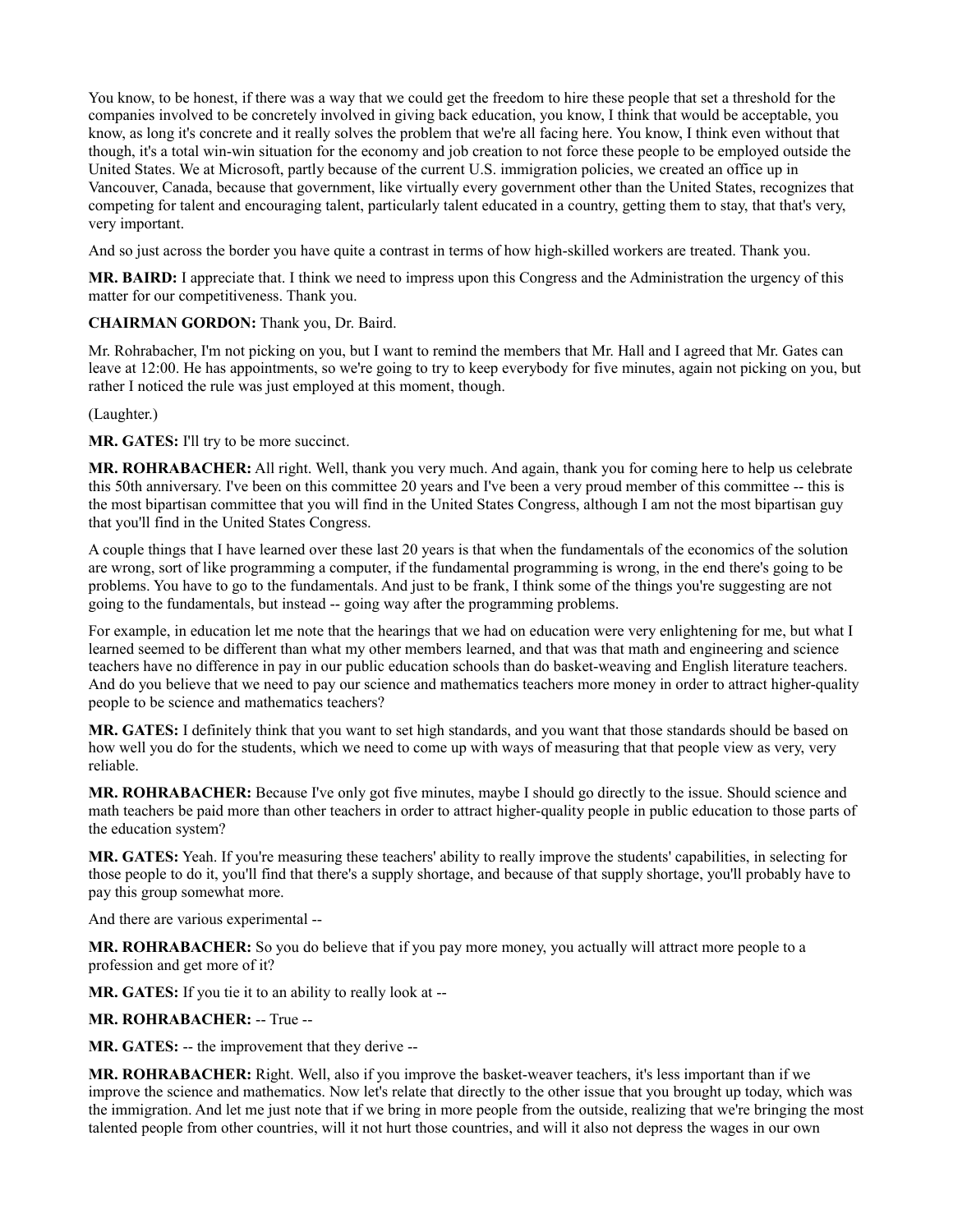You know, to be honest, if there was a way that we could get the freedom to hire these people that set a threshold for the companies involved to be concretely involved in giving back education, you know, I think that would be acceptable, you know, as long it's concrete and it really solves the problem that we're all facing here. You know, I think even without that though, it's a total win-win situation for the economy and job creation to not force these people to be employed outside the United States. We at Microsoft, partly because of the current U.S. immigration policies, we created an office up in Vancouver, Canada, because that government, like virtually every government other than the United States, recognizes that competing for talent and encouraging talent, particularly talent educated in a country, getting them to stay, that that's very, very important.

And so just across the border you have quite a contrast in terms of how high-skilled workers are treated. Thank you.

**MR. BAIRD:** I appreciate that. I think we need to impress upon this Congress and the Administration the urgency of this matter for our competitiveness. Thank you.

**CHAIRMAN GORDON:** Thank you, Dr. Baird.

Mr. Rohrabacher, I'm not picking on you, but I want to remind the members that Mr. Hall and I agreed that Mr. Gates can leave at 12:00. He has appointments, so we're going to try to keep everybody for five minutes, again not picking on you, but rather I noticed the rule was just employed at this moment, though.

(Laughter.)

**MR. GATES:** I'll try to be more succinct.

**MR. ROHRABACHER:** All right. Well, thank you very much. And again, thank you for coming here to help us celebrate this 50th anniversary. I've been on this committee 20 years and I've been a very proud member of this committee -- this is the most bipartisan committee that you will find in the United States Congress, although I am not the most bipartisan guy that you'll find in the United States Congress.

A couple things that I have learned over these last 20 years is that when the fundamentals of the economics of the solution are wrong, sort of like programming a computer, if the fundamental programming is wrong, in the end there's going to be problems. You have to go to the fundamentals. And just to be frank, I think some of the things you're suggesting are not going to the fundamentals, but instead -- going way after the programming problems.

For example, in education let me note that the hearings that we had on education were very enlightening for me, but what I learned seemed to be different than what my other members learned, and that was that math and engineering and science teachers have no difference in pay in our public education schools than do basket-weaving and English literature teachers. And do you believe that we need to pay our science and mathematics teachers more money in order to attract higher-quality people to be science and mathematics teachers?

**MR. GATES:** I definitely think that you want to set high standards, and you want that those standards should be based on how well you do for the students, which we need to come up with ways of measuring that that people view as very, very reliable.

**MR. ROHRABACHER:** Because I've only got five minutes, maybe I should go directly to the issue. Should science and math teachers be paid more than other teachers in order to attract higher-quality people in public education to those parts of the education system?

**MR. GATES:** Yeah. If you're measuring these teachers' ability to really improve the students' capabilities, in selecting for those people to do it, you'll find that there's a supply shortage, and because of that supply shortage, you'll probably have to pay this group somewhat more.

And there are various experimental --

**MR. ROHRABACHER:** So you do believe that if you pay more money, you actually will attract more people to a profession and get more of it?

**MR. GATES:** If you tie it to an ability to really look at --

**MR. ROHRABACHER:** -- True --

**MR. GATES:** -- the improvement that they derive --

**MR. ROHRABACHER:** Right. Well, also if you improve the basket-weaver teachers, it's less important than if we improve the science and mathematics. Now let's relate that directly to the other issue that you brought up today, which was the immigration. And let me just note that if we bring in more people from the outside, realizing that we're bringing the most talented people from other countries, will it not hurt those countries, and will it also not depress the wages in our own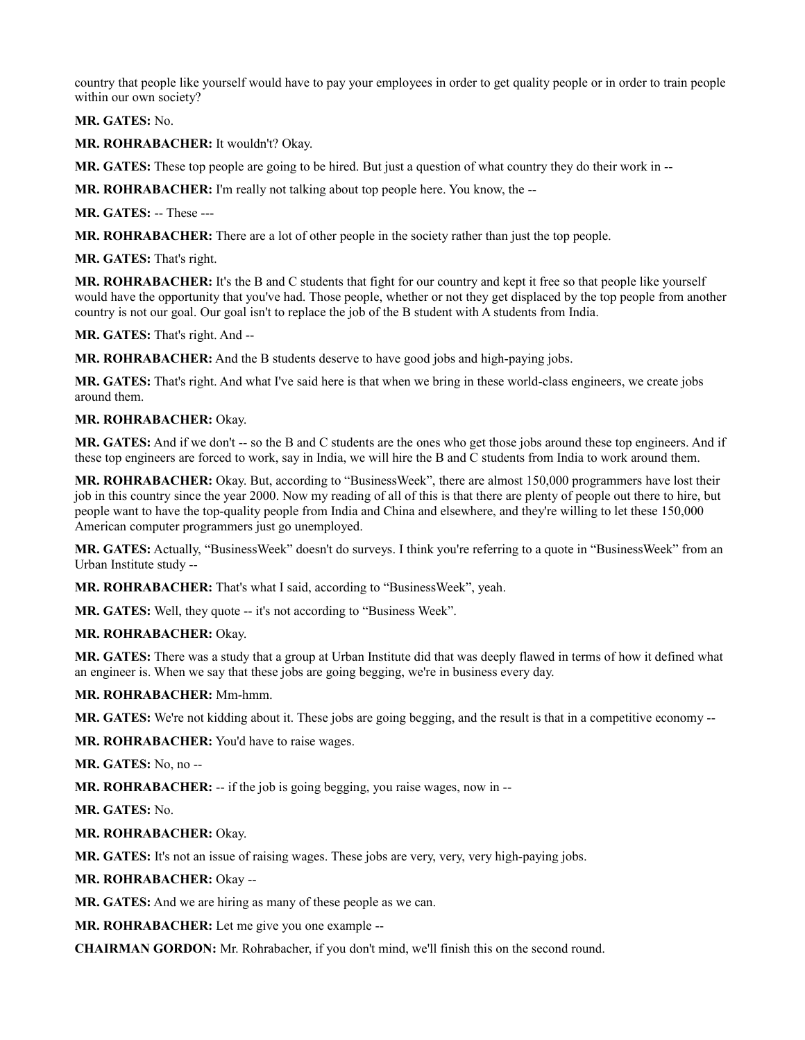country that people like yourself would have to pay your employees in order to get quality people or in order to train people within our own society?

**MR. GATES:** No.

**MR. ROHRABACHER:** It wouldn't? Okay.

**MR. GATES:** These top people are going to be hired. But just a question of what country they do their work in --

**MR. ROHRABACHER:** I'm really not talking about top people here. You know, the --

**MR. GATES:** -- These ---

**MR. ROHRABACHER:** There are a lot of other people in the society rather than just the top people.

**MR. GATES:** That's right.

**MR. ROHRABACHER:** It's the B and C students that fight for our country and kept it free so that people like yourself would have the opportunity that you've had. Those people, whether or not they get displaced by the top people from another country is not our goal. Our goal isn't to replace the job of the B student with A students from India.

**MR. GATES:** That's right. And --

**MR. ROHRABACHER:** And the B students deserve to have good jobs and high-paying jobs.

**MR. GATES:** That's right. And what I've said here is that when we bring in these world-class engineers, we create jobs around them.

**MR. ROHRABACHER:** Okay.

**MR. GATES:** And if we don't -- so the B and C students are the ones who get those jobs around these top engineers. And if these top engineers are forced to work, say in India, we will hire the B and C students from India to work around them.

**MR. ROHRABACHER:** Okay. But, according to “BusinessWeek”, there are almost 150,000 programmers have lost their job in this country since the year 2000. Now my reading of all of this is that there are plenty of people out there to hire, but people want to have the top-quality people from India and China and elsewhere, and they're willing to let these 150,000 American computer programmers just go unemployed.

**MR. GATES:** Actually, “BusinessWeek” doesn't do surveys. I think you're referring to a quote in “BusinessWeek” from an Urban Institute study --

**MR. ROHRABACHER:** That's what I said, according to “BusinessWeek”, yeah.

**MR. GATES:** Well, they quote -- it's not according to “Business Week”.

**MR. ROHRABACHER:** Okay.

**MR. GATES:** There was a study that a group at Urban Institute did that was deeply flawed in terms of how it defined what an engineer is. When we say that these jobs are going begging, we're in business every day.

**MR. ROHRABACHER:** Mm-hmm.

**MR. GATES:** We're not kidding about it. These jobs are going begging, and the result is that in a competitive economy --

**MR. ROHRABACHER:** You'd have to raise wages.

**MR. GATES:** No, no --

**MR. ROHRABACHER:** -- if the job is going begging, you raise wages, now in --

**MR. GATES:** No.

**MR. ROHRABACHER:** Okay.

**MR. GATES:** It's not an issue of raising wages. These jobs are very, very, very high-paying jobs.

**MR. ROHRABACHER:** Okay --

**MR. GATES:** And we are hiring as many of these people as we can.

**MR. ROHRABACHER:** Let me give you one example --

**CHAIRMAN GORDON:** Mr. Rohrabacher, if you don't mind, we'll finish this on the second round.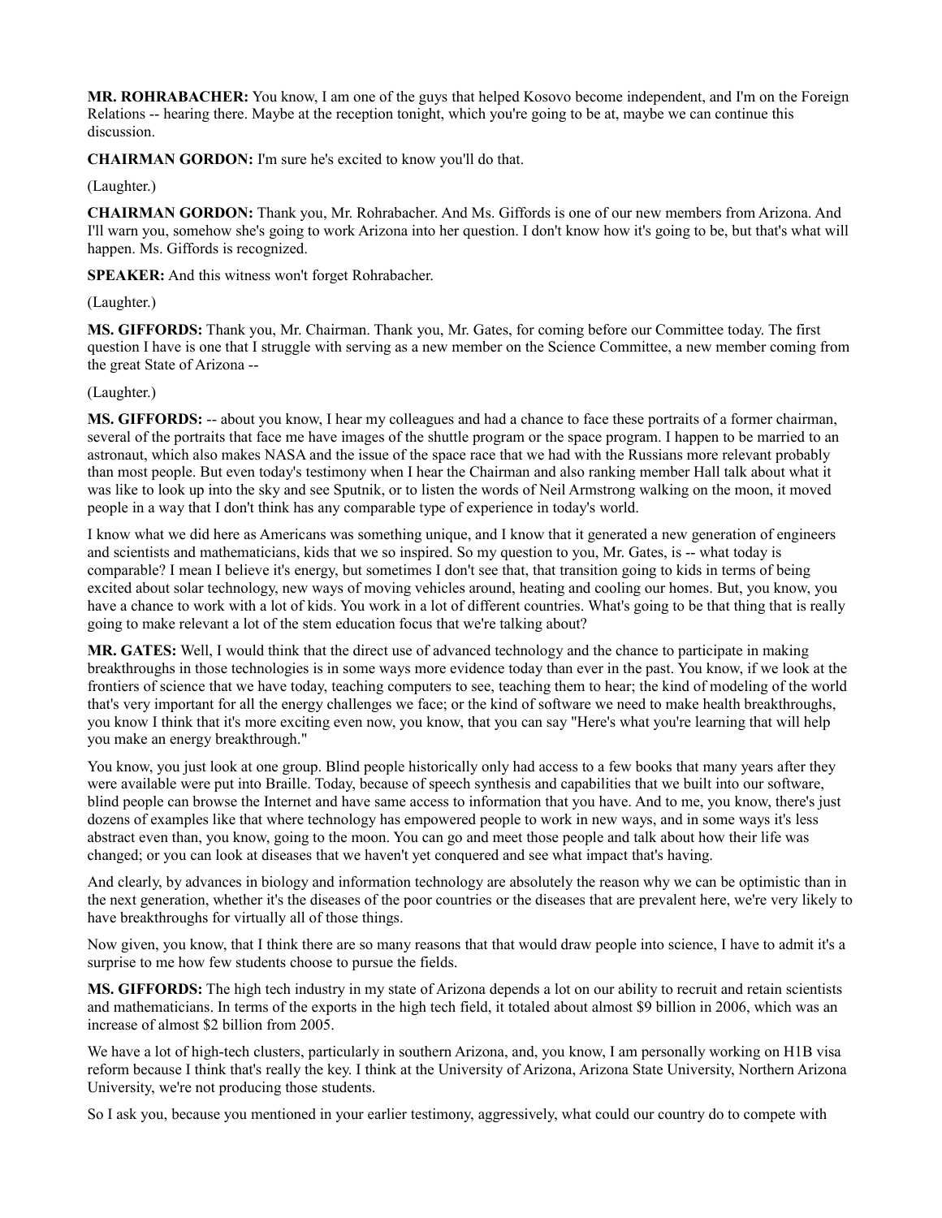**MR. ROHRABACHER:** You know, I am one of the guys that helped Kosovo become independent, and I'm on the Foreign Relations -- hearing there. Maybe at the reception tonight, which you're going to be at, maybe we can continue this discussion.

**CHAIRMAN GORDON:** I'm sure he's excited to know you'll do that.

(Laughter.)

**CHAIRMAN GORDON:** Thank you, Mr. Rohrabacher. And Ms. Giffords is one of our new members from Arizona. And I'll warn you, somehow she's going to work Arizona into her question. I don't know how it's going to be, but that's what will happen. Ms. Giffords is recognized.

**SPEAKER:** And this witness won't forget Rohrabacher.

(Laughter.)

**MS. GIFFORDS:** Thank you, Mr. Chairman. Thank you, Mr. Gates, for coming before our Committee today. The first question I have is one that I struggle with serving as a new member on the Science Committee, a new member coming from the great State of Arizona --

(Laughter.)

**MS. GIFFORDS:** -- about you know, I hear my colleagues and had a chance to face these portraits of a former chairman, several of the portraits that face me have images of the shuttle program or the space program. I happen to be married to an astronaut, which also makes NASA and the issue of the space race that we had with the Russians more relevant probably than most people. But even today's testimony when I hear the Chairman and also ranking member Hall talk about what it was like to look up into the sky and see Sputnik, or to listen the words of Neil Armstrong walking on the moon, it moved people in a way that I don't think has any comparable type of experience in today's world.

I know what we did here as Americans was something unique, and I know that it generated a new generation of engineers and scientists and mathematicians, kids that we so inspired. So my question to you, Mr. Gates, is -- what today is comparable? I mean I believe it's energy, but sometimes I don't see that, that transition going to kids in terms of being excited about solar technology, new ways of moving vehicles around, heating and cooling our homes. But, you know, you have a chance to work with a lot of kids. You work in a lot of different countries. What's going to be that thing that is really going to make relevant a lot of the stem education focus that we're talking about?

**MR. GATES:** Well, I would think that the direct use of advanced technology and the chance to participate in making breakthroughs in those technologies is in some ways more evidence today than ever in the past. You know, if we look at the frontiers of science that we have today, teaching computers to see, teaching them to hear; the kind of modeling of the world that's very important for all the energy challenges we face; or the kind of software we need to make health breakthroughs, you know I think that it's more exciting even now, you know, that you can say "Here's what you're learning that will help you make an energy breakthrough."

You know, you just look at one group. Blind people historically only had access to a few books that many years after they were available were put into Braille. Today, because of speech synthesis and capabilities that we built into our software, blind people can browse the Internet and have same access to information that you have. And to me, you know, there's just dozens of examples like that where technology has empowered people to work in new ways, and in some ways it's less abstract even than, you know, going to the moon. You can go and meet those people and talk about how their life was changed; or you can look at diseases that we haven't yet conquered and see what impact that's having.

And clearly, by advances in biology and information technology are absolutely the reason why we can be optimistic than in the next generation, whether it's the diseases of the poor countries or the diseases that are prevalent here, we're very likely to have breakthroughs for virtually all of those things.

Now given, you know, that I think there are so many reasons that that would draw people into science, I have to admit it's a surprise to me how few students choose to pursue the fields.

**MS. GIFFORDS:** The high tech industry in my state of Arizona depends a lot on our ability to recruit and retain scientists and mathematicians. In terms of the exports in the high tech field, it totaled about almost $9 billion in 2006, which was an increase of almost $2 billion from 2005.

We have a lot of high-tech clusters, particularly in southern Arizona, and, you know, I am personally working on H1B visa reform because I think that's really the key. I think at the University of Arizona, Arizona State University, Northern Arizona University, we're not producing those students.

So I ask you, because you mentioned in your earlier testimony, aggressively, what could our country do to compete with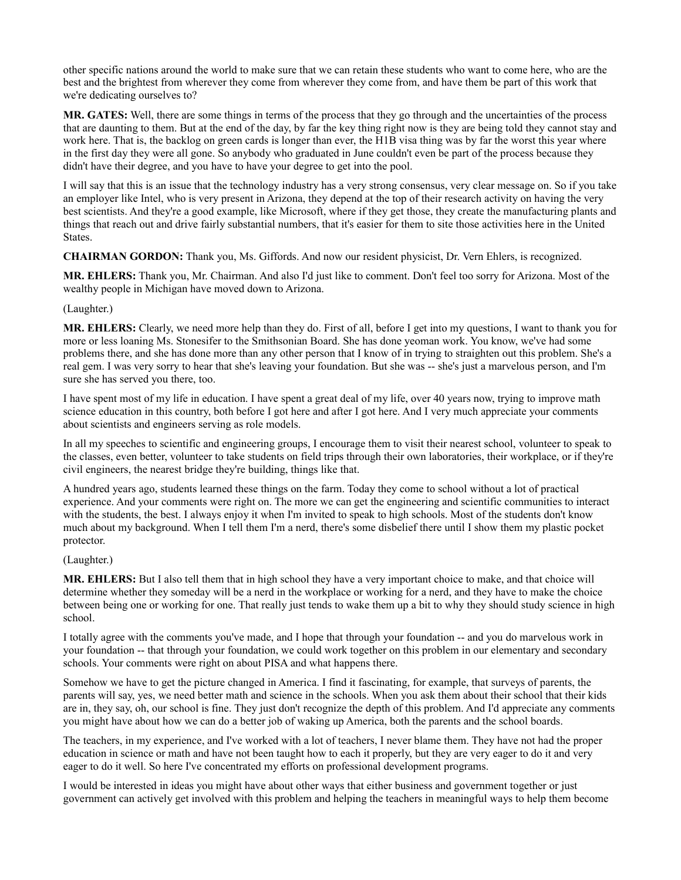other specific nations around the world to make sure that we can retain these students who want to come here, who are the best and the brightest from wherever they come from wherever they come from, and have them be part of this work that we're dedicating ourselves to?

**MR. GATES:** Well, there are some things in terms of the process that they go through and the uncertainties of the process that are daunting to them. But at the end of the day, by far the key thing right now is they are being told they cannot stay and work here. That is, the backlog on green cards is longer than ever, the H1B visa thing was by far the worst this year where in the first day they were all gone. So anybody who graduated in June couldn't even be part of the process because they didn't have their degree, and you have to have your degree to get into the pool.

I will say that this is an issue that the technology industry has a very strong consensus, very clear message on. So if you take an employer like Intel, who is very present in Arizona, they depend at the top of their research activity on having the very best scientists. And they're a good example, like Microsoft, where if they get those, they create the manufacturing plants and things that reach out and drive fairly substantial numbers, that it's easier for them to site those activities here in the United States.

**CHAIRMAN GORDON:** Thank you, Ms. Giffords. And now our resident physicist, Dr. Vern Ehlers, is recognized.

**MR. EHLERS:** Thank you, Mr. Chairman. And also I'd just like to comment. Don't feel too sorry for Arizona. Most of the wealthy people in Michigan have moved down to Arizona.

(Laughter.)

**MR. EHLERS:** Clearly, we need more help than they do. First of all, before I get into my questions, I want to thank you for more or less loaning Ms. Stonesifer to the Smithsonian Board. She has done yeoman work. You know, we've had some problems there, and she has done more than any other person that I know of in trying to straighten out this problem. She's a real gem. I was very sorry to hear that she's leaving your foundation. But she was -- she's just a marvelous person, and I'm sure she has served you there, too.

I have spent most of my life in education. I have spent a great deal of my life, over 40 years now, trying to improve math science education in this country, both before I got here and after I got here. And I very much appreciate your comments about scientists and engineers serving as role models.

In all my speeches to scientific and engineering groups, I encourage them to visit their nearest school, volunteer to speak to the classes, even better, volunteer to take students on field trips through their own laboratories, their workplace, or if they're civil engineers, the nearest bridge they're building, things like that.

A hundred years ago, students learned these things on the farm. Today they come to school without a lot of practical experience. And your comments were right on. The more we can get the engineering and scientific communities to interact with the students, the best. I always enjoy it when I'm invited to speak to high schools. Most of the students don't know much about my background. When I tell them I'm a nerd, there's some disbelief there until I show them my plastic pocket protector.

(Laughter.)

**MR. EHLERS:** But I also tell them that in high school they have a very important choice to make, and that choice will determine whether they someday will be a nerd in the workplace or working for a nerd, and they have to make the choice between being one or working for one. That really just tends to wake them up a bit to why they should study science in high school.

I totally agree with the comments you've made, and I hope that through your foundation -- and you do marvelous work in your foundation -- that through your foundation, we could work together on this problem in our elementary and secondary schools. Your comments were right on about PISA and what happens there.

Somehow we have to get the picture changed in America. I find it fascinating, for example, that surveys of parents, the parents will say, yes, we need better math and science in the schools. When you ask them about their school that their kids are in, they say, oh, our school is fine. They just don't recognize the depth of this problem. And I'd appreciate any comments you might have about how we can do a better job of waking up America, both the parents and the school boards.

The teachers, in my experience, and I've worked with a lot of teachers, I never blame them. They have not had the proper education in science or math and have not been taught how to each it properly, but they are very eager to do it and very eager to do it well. So here I've concentrated my efforts on professional development programs.

I would be interested in ideas you might have about other ways that either business and government together or just government can actively get involved with this problem and helping the teachers in meaningful ways to help them become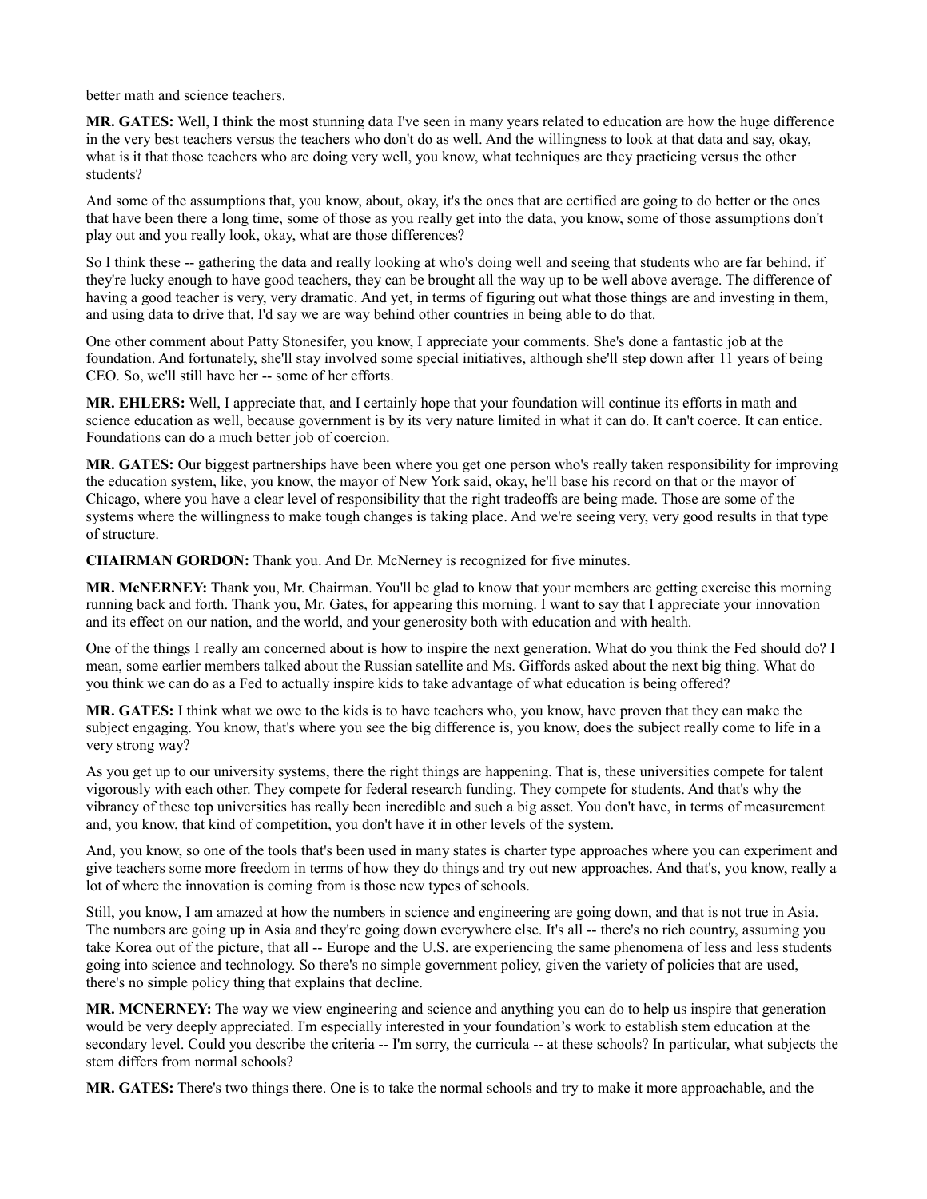better math and science teachers.

**MR. GATES:** Well, I think the most stunning data I've seen in many years related to education are how the huge difference in the very best teachers versus the teachers who don't do as well. And the willingness to look at that data and say, okay, what is it that those teachers who are doing very well, you know, what techniques are they practicing versus the other students?

And some of the assumptions that, you know, about, okay, it's the ones that are certified are going to do better or the ones that have been there a long time, some of those as you really get into the data, you know, some of those assumptions don't play out and you really look, okay, what are those differences?

So I think these -- gathering the data and really looking at who's doing well and seeing that students who are far behind, if they're lucky enough to have good teachers, they can be brought all the way up to be well above average. The difference of having a good teacher is very, very dramatic. And yet, in terms of figuring out what those things are and investing in them, and using data to drive that, I'd say we are way behind other countries in being able to do that.

One other comment about Patty Stonesifer, you know, I appreciate your comments. She's done a fantastic job at the foundation. And fortunately, she'll stay involved some special initiatives, although she'll step down after 11 years of being CEO. So, we'll still have her -- some of her efforts.

**MR. EHLERS:** Well, I appreciate that, and I certainly hope that your foundation will continue its efforts in math and science education as well, because government is by its very nature limited in what it can do. It can't coerce. It can entice. Foundations can do a much better job of coercion.

**MR. GATES:** Our biggest partnerships have been where you get one person who's really taken responsibility for improving the education system, like, you know, the mayor of New York said, okay, he'll base his record on that or the mayor of Chicago, where you have a clear level of responsibility that the right tradeoffs are being made. Those are some of the systems where the willingness to make tough changes is taking place. And we're seeing very, very good results in that type of structure.

**CHAIRMAN GORDON:** Thank you. And Dr. McNerney is recognized for five minutes.

**MR. McNERNEY:** Thank you, Mr. Chairman. You'll be glad to know that your members are getting exercise this morning running back and forth. Thank you, Mr. Gates, for appearing this morning. I want to say that I appreciate your innovation and its effect on our nation, and the world, and your generosity both with education and with health.

One of the things I really am concerned about is how to inspire the next generation. What do you think the Fed should do? I mean, some earlier members talked about the Russian satellite and Ms. Giffords asked about the next big thing. What do you think we can do as a Fed to actually inspire kids to take advantage of what education is being offered?

**MR. GATES:** I think what we owe to the kids is to have teachers who, you know, have proven that they can make the subject engaging. You know, that's where you see the big difference is, you know, does the subject really come to life in a very strong way?

As you get up to our university systems, there the right things are happening. That is, these universities compete for talent vigorously with each other. They compete for federal research funding. They compete for students. And that's why the vibrancy of these top universities has really been incredible and such a big asset. You don't have, in terms of measurement and, you know, that kind of competition, you don't have it in other levels of the system.

And, you know, so one of the tools that's been used in many states is charter type approaches where you can experiment and give teachers some more freedom in terms of how they do things and try out new approaches. And that's, you know, really a lot of where the innovation is coming from is those new types of schools.

Still, you know, I am amazed at how the numbers in science and engineering are going down, and that is not true in Asia. The numbers are going up in Asia and they're going down everywhere else. It's all -- there's no rich country, assuming you take Korea out of the picture, that all -- Europe and the U.S. are experiencing the same phenomena of less and less students going into science and technology. So there's no simple government policy, given the variety of policies that are used, there's no simple policy thing that explains that decline.

**MR. MCNERNEY:** The way we view engineering and science and anything you can do to help us inspire that generation would be very deeply appreciated. I'm especially interested in your foundation's work to establish stem education at the secondary level. Could you describe the criteria -- I'm sorry, the curricula -- at these schools? In particular, what subjects the stem differs from normal schools?

**MR. GATES:** There's two things there. One is to take the normal schools and try to make it more approachable, and the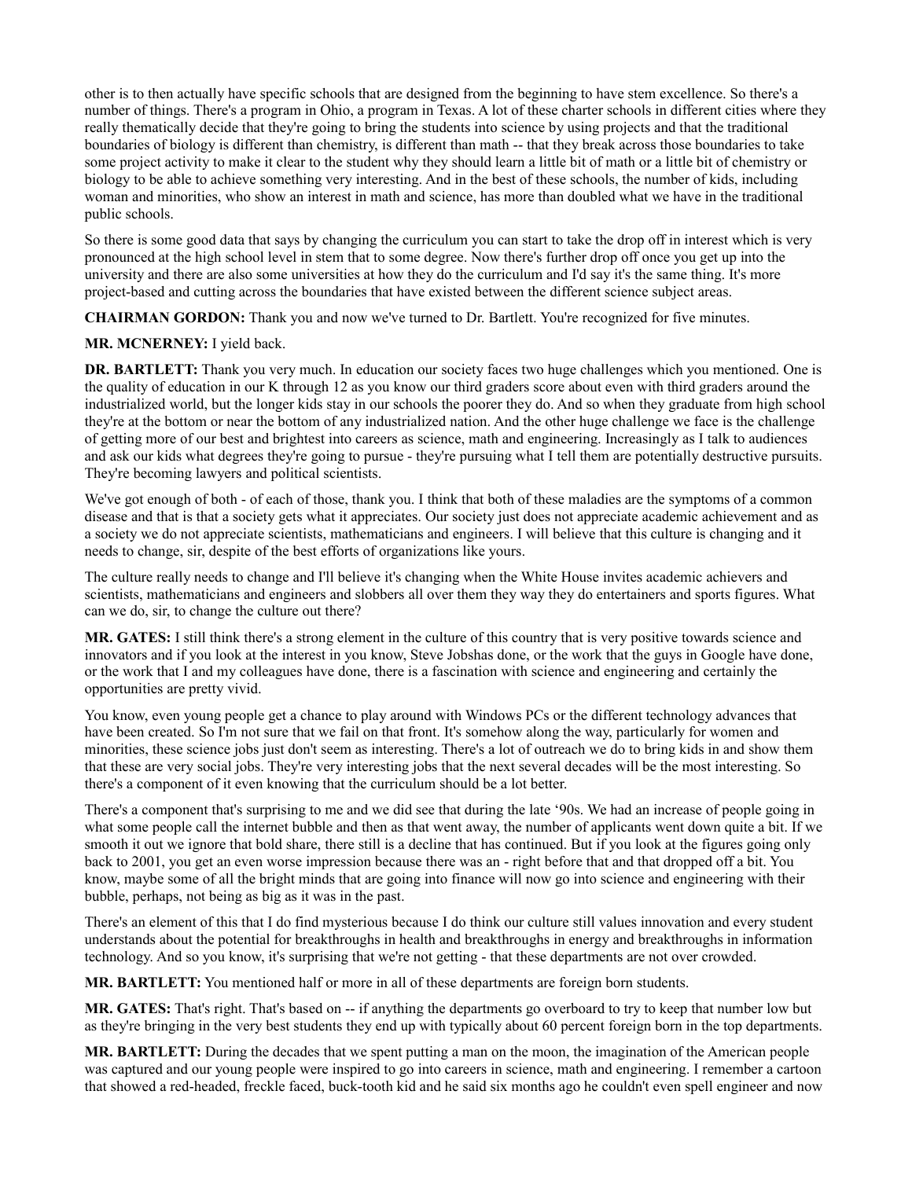other is to then actually have specific schools that are designed from the beginning to have stem excellence. So there's a number of things. There's a program in Ohio, a program in Texas. A lot of these charter schools in different cities where they really thematically decide that they're going to bring the students into science by using projects and that the traditional boundaries of biology is different than chemistry, is different than math -- that they break across those boundaries to take some project activity to make it clear to the student why they should learn a little bit of math or a little bit of chemistry or biology to be able to achieve something very interesting. And in the best of these schools, the number of kids, including woman and minorities, who show an interest in math and science, has more than doubled what we have in the traditional public schools.

So there is some good data that says by changing the curriculum you can start to take the drop off in interest which is very pronounced at the high school level in stem that to some degree. Now there's further drop off once you get up into the university and there are also some universities at how they do the curriculum and I'd say it's the same thing. It's more project-based and cutting across the boundaries that have existed between the different science subject areas.

**CHAIRMAN GORDON:** Thank you and now we've turned to Dr. Bartlett. You're recognized for five minutes.

**MR. MCNERNEY:** I yield back.

**DR. BARTLETT:** Thank you very much. In education our society faces two huge challenges which you mentioned. One is the quality of education in our K through 12 as you know our third graders score about even with third graders around the industrialized world, but the longer kids stay in our schools the poorer they do. And so when they graduate from high school they're at the bottom or near the bottom of any industrialized nation. And the other huge challenge we face is the challenge of getting more of our best and brightest into careers as science, math and engineering. Increasingly as I talk to audiences and ask our kids what degrees they're going to pursue - they're pursuing what I tell them are potentially destructive pursuits. They're becoming lawyers and political scientists.

We've got enough of both - of each of those, thank you. I think that both of these maladies are the symptoms of a common disease and that is that a society gets what it appreciates. Our society just does not appreciate academic achievement and as a society we do not appreciate scientists, mathematicians and engineers. I will believe that this culture is changing and it needs to change, sir, despite of the best efforts of organizations like yours.

The culture really needs to change and I'll believe it's changing when the White House invites academic achievers and scientists, mathematicians and engineers and slobbers all over them they way they do entertainers and sports figures. What can we do, sir, to change the culture out there?

**MR. GATES:** I still think there's a strong element in the culture of this country that is very positive towards science and innovators and if you look at the interest in you know, Steve Jobshas done, or the work that the guys in Google have done, or the work that I and my colleagues have done, there is a fascination with science and engineering and certainly the opportunities are pretty vivid.

You know, even young people get a chance to play around with Windows PCs or the different technology advances that have been created. So I'm not sure that we fail on that front. It's somehow along the way, particularly for women and minorities, these science jobs just don't seem as interesting. There's a lot of outreach we do to bring kids in and show them that these are very social jobs. They're very interesting jobs that the next several decades will be the most interesting. So there's a component of it even knowing that the curriculum should be a lot better.

There's a component that's surprising to me and we did see that during the late '90s. We had an increase of people going in what some people call the internet bubble and then as that went away, the number of applicants went down quite a bit. If we smooth it out we ignore that bold share, there still is a decline that has continued. But if you look at the figures going only back to 2001, you get an even worse impression because there was an - right before that and that dropped off a bit. You know, maybe some of all the bright minds that are going into finance will now go into science and engineering with their bubble, perhaps, not being as big as it was in the past.

There's an element of this that I do find mysterious because I do think our culture still values innovation and every student understands about the potential for breakthroughs in health and breakthroughs in energy and breakthroughs in information technology. And so you know, it's surprising that we're not getting - that these departments are not over crowded.

**MR. BARTLETT:** You mentioned half or more in all of these departments are foreign born students.

**MR. GATES:** That's right. That's based on -- if anything the departments go overboard to try to keep that number low but as they're bringing in the very best students they end up with typically about 60 percent foreign born in the top departments.

**MR. BARTLETT:** During the decades that we spent putting a man on the moon, the imagination of the American people was captured and our young people were inspired to go into careers in science, math and engineering. I remember a cartoon that showed a red-headed, freckle faced, buck-tooth kid and he said six months ago he couldn't even spell engineer and now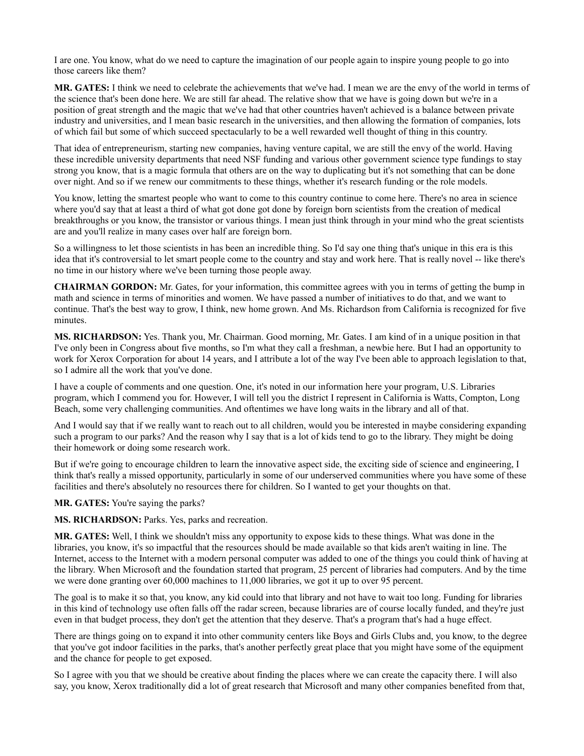I are one. You know, what do we need to capture the imagination of our people again to inspire young people to go into those careers like them?

**MR. GATES:** I think we need to celebrate the achievements that we've had. I mean we are the envy of the world in terms of the science that's been done here. We are still far ahead. The relative show that we have is going down but we're in a position of great strength and the magic that we've had that other countries haven't achieved is a balance between private industry and universities, and I mean basic research in the universities, and then allowing the formation of companies, lots of which fail but some of which succeed spectacularly to be a well rewarded well thought of thing in this country.

That idea of entrepreneurism, starting new companies, having venture capital, we are still the envy of the world. Having these incredible university departments that need NSF funding and various other government science type fundings to stay strong you know, that is a magic formula that others are on the way to duplicating but it's not something that can be done over night. And so if we renew our commitments to these things, whether it's research funding or the role models.

You know, letting the smartest people who want to come to this country continue to come here. There's no area in science where you'd say that at least a third of what got done got done by foreign born scientists from the creation of medical breakthroughs or you know, the transistor or various things. I mean just think through in your mind who the great scientists are and you'll realize in many cases over half are foreign born.

So a willingness to let those scientists in has been an incredible thing. So I'd say one thing that's unique in this era is this idea that it's controversial to let smart people come to the country and stay and work here. That is really novel -- like there's no time in our history where we've been turning those people away.

**CHAIRMAN GORDON:** Mr. Gates, for your information, this committee agrees with you in terms of getting the bump in math and science in terms of minorities and women. We have passed a number of initiatives to do that, and we want to continue. That's the best way to grow, I think, new home grown. And Ms. Richardson from California is recognized for five minutes.

**MS. RICHARDSON:** Yes. Thank you, Mr. Chairman. Good morning, Mr. Gates. I am kind of in a unique position in that I've only been in Congress about five months, so I'm what they call a freshman, a newbie here. But I had an opportunity to work for Xerox Corporation for about 14 years, and I attribute a lot of the way I've been able to approach legislation to that, so I admire all the work that you've done.

I have a couple of comments and one question. One, it's noted in our information here your program, U.S. Libraries program, which I commend you for. However, I will tell you the district I represent in California is Watts, Compton, Long Beach, some very challenging communities. And oftentimes we have long waits in the library and all of that.

And I would say that if we really want to reach out to all children, would you be interested in maybe considering expanding such a program to our parks? And the reason why I say that is a lot of kids tend to go to the library. They might be doing their homework or doing some research work.

But if we're going to encourage children to learn the innovative aspect side, the exciting side of science and engineering, I think that's really a missed opportunity, particularly in some of our underserved communities where you have some of these facilities and there's absolutely no resources there for children. So I wanted to get your thoughts on that.

**MR. GATES:** You're saying the parks?

**MS. RICHARDSON:** Parks. Yes, parks and recreation.

**MR. GATES:** Well, I think we shouldn't miss any opportunity to expose kids to these things. What was done in the libraries, you know, it's so impactful that the resources should be made available so that kids aren't waiting in line. The Internet, access to the Internet with a modern personal computer was added to one of the things you could think of having at the library. When Microsoft and the foundation started that program, 25 percent of libraries had computers. And by the time we were done granting over 60,000 machines to 11,000 libraries, we got it up to over 95 percent.

The goal is to make it so that, you know, any kid could into that library and not have to wait too long. Funding for libraries in this kind of technology use often falls off the radar screen, because libraries are of course locally funded, and they're just even in that budget process, they don't get the attention that they deserve. That's a program that's had a huge effect.

There are things going on to expand it into other community centers like Boys and Girls Clubs and, you know, to the degree that you've got indoor facilities in the parks, that's another perfectly great place that you might have some of the equipment and the chance for people to get exposed.

So I agree with you that we should be creative about finding the places where we can create the capacity there. I will also say, you know, Xerox traditionally did a lot of great research that Microsoft and many other companies benefited from that,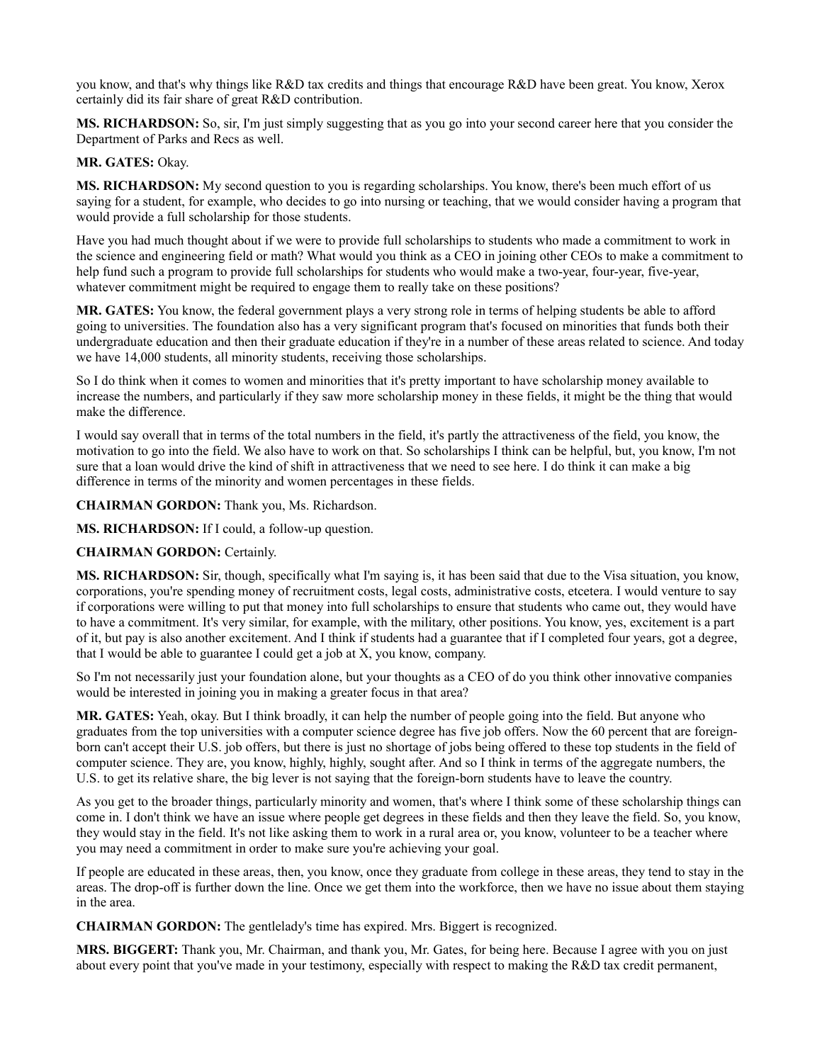you know, and that's why things like R&D tax credits and things that encourage R&D have been great. You know, Xerox certainly did its fair share of great R&D contribution.

**MS. RICHARDSON:** So, sir, I'm just simply suggesting that as you go into your second career here that you consider the Department of Parks and Recs as well.

**MR. GATES:** Okay.

**MS. RICHARDSON:** My second question to you is regarding scholarships. You know, there's been much effort of us saying for a student, for example, who decides to go into nursing or teaching, that we would consider having a program that would provide a full scholarship for those students.

Have you had much thought about if we were to provide full scholarships to students who made a commitment to work in the science and engineering field or math? What would you think as a CEO in joining other CEOs to make a commitment to help fund such a program to provide full scholarships for students who would make a two-year, four-year, five-year, whatever commitment might be required to engage them to really take on these positions?

**MR. GATES:** You know, the federal government plays a very strong role in terms of helping students be able to afford going to universities. The foundation also has a very significant program that's focused on minorities that funds both their undergraduate education and then their graduate education if they're in a number of these areas related to science. And today we have 14,000 students, all minority students, receiving those scholarships.

So I do think when it comes to women and minorities that it's pretty important to have scholarship money available to increase the numbers, and particularly if they saw more scholarship money in these fields, it might be the thing that would make the difference.

I would say overall that in terms of the total numbers in the field, it's partly the attractiveness of the field, you know, the motivation to go into the field. We also have to work on that. So scholarships I think can be helpful, but, you know, I'm not sure that a loan would drive the kind of shift in attractiveness that we need to see here. I do think it can make a big difference in terms of the minority and women percentages in these fields.

**CHAIRMAN GORDON:** Thank you, Ms. Richardson.

**MS. RICHARDSON:** If I could, a follow-up question.

**CHAIRMAN GORDON:** Certainly.

**MS. RICHARDSON:** Sir, though, specifically what I'm saying is, it has been said that due to the Visa situation, you know, corporations, you're spending money of recruitment costs, legal costs, administrative costs, etcetera. I would venture to say if corporations were willing to put that money into full scholarships to ensure that students who came out, they would have to have a commitment. It's very similar, for example, with the military, other positions. You know, yes, excitement is a part of it, but pay is also another excitement. And I think if students had a guarantee that if I completed four years, got a degree, that I would be able to guarantee I could get a job at X, you know, company.

So I'm not necessarily just your foundation alone, but your thoughts as a CEO of do you think other innovative companies would be interested in joining you in making a greater focus in that area?

**MR. GATES:** Yeah, okay. But I think broadly, it can help the number of people going into the field. But anyone who graduates from the top universities with a computer science degree has five job offers. Now the 60 percent that are foreign-born can't accept their U.S. job offers, but there is just no shortage of jobs being offered to these top students in the field of computer science. They are, you know, highly, highly, sought after. And so I think in terms of the aggregate numbers, the U.S. to get its relative share, the big lever is not saying that the foreign-born students have to leave the country.

As you get to the broader things, particularly minority and women, that's where I think some of these scholarship things can come in. I don't think we have an issue where people get degrees in these fields and then they leave the field. So, you know, they would stay in the field. It's not like asking them to work in a rural area or, you know, volunteer to be a teacher where you may need a commitment in order to make sure you're achieving your goal.

If people are educated in these areas, then, you know, once they graduate from college in these areas, they tend to stay in the areas. The drop-off is further down the line. Once we get them into the workforce, then we have no issue about them staying in the area.

**CHAIRMAN GORDON:** The gentlelady's time has expired. Mrs. Biggert is recognized.

**MRS. BIGGERT:** Thank you, Mr. Chairman, and thank you, Mr. Gates, for being here. Because I agree with you on just about every point that you've made in your testimony, especially with respect to making the R&D tax credit permanent,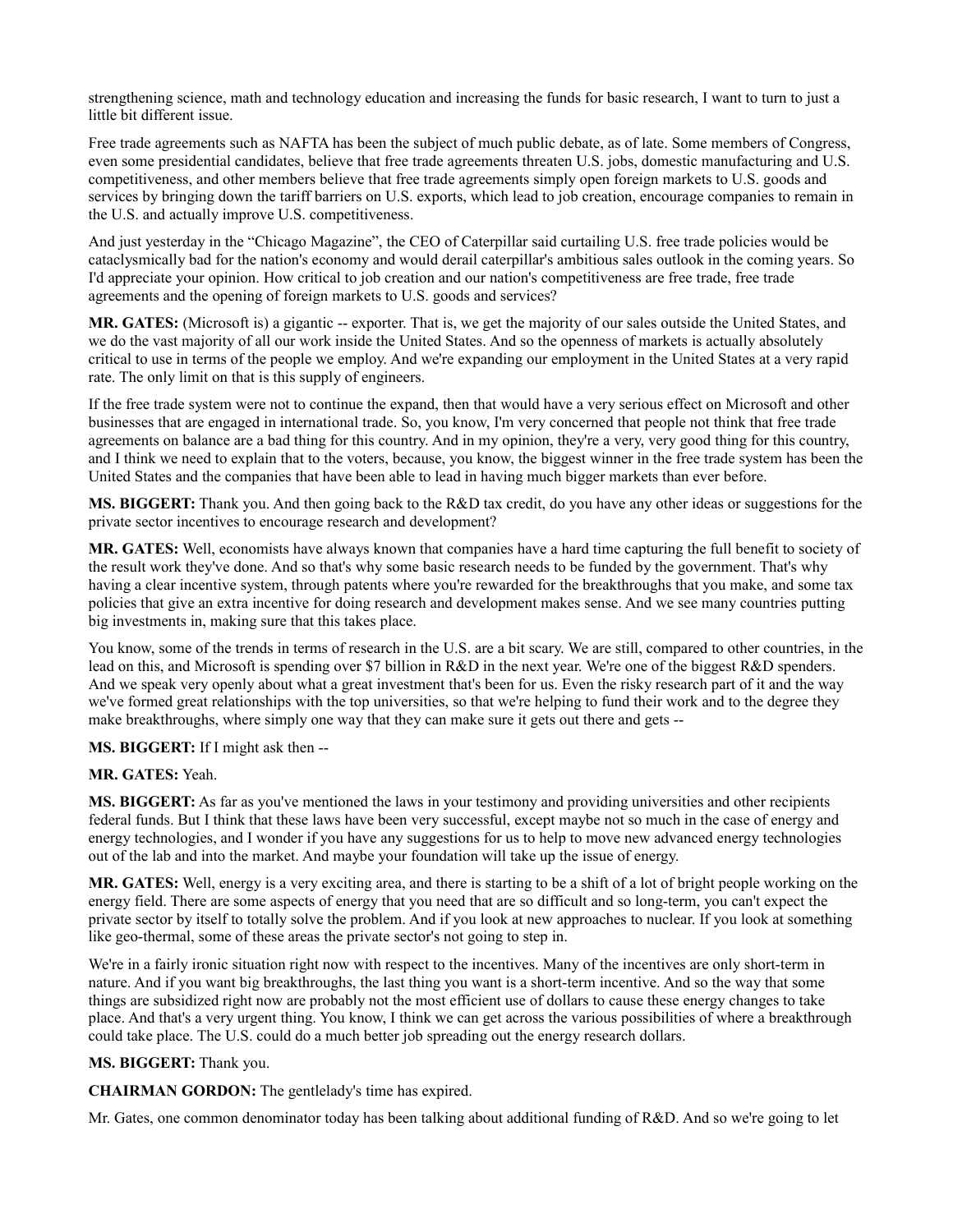strengthening science, math and technology education and increasing the funds for basic research, I want to turn to just a little bit different issue.

Free trade agreements such as NAFTA has been the subject of much public debate, as of late. Some members of Congress, even some presidential candidates, believe that free trade agreements threaten U.S. jobs, domestic manufacturing and U.S. competitiveness, and other members believe that free trade agreements simply open foreign markets to U.S. goods and services by bringing down the tariff barriers on U.S. exports, which lead to job creation, encourage companies to remain in the U.S. and actually improve U.S. competitiveness.

And just yesterday in the "Chicago Magazine", the CEO of Caterpillar said curtailing U.S. free trade policies would be cataclysmically bad for the nation's economy and would derail caterpillar's ambitious sales outlook in the coming years. So I'd appreciate your opinion. How critical to job creation and our nation's competitiveness are free trade, free trade agreements and the opening of foreign markets to U.S. goods and services?

**MR. GATES:** (Microsoft is) a gigantic -- exporter. That is, we get the majority of our sales outside the United States, and we do the vast majority of all our work inside the United States. And so the openness of markets is actually absolutely critical to use in terms of the people we employ. And we're expanding our employment in the United States at a very rapid rate. The only limit on that is this supply of engineers.

If the free trade system were not to continue the expand, then that would have a very serious effect on Microsoft and other businesses that are engaged in international trade. So, you know, I'm very concerned that people not think that free trade agreements on balance are a bad thing for this country. And in my opinion, they're a very, very good thing for this country, and I think we need to explain that to the voters, because, you know, the biggest winner in the free trade system has been the United States and the companies that have been able to lead in having much bigger markets than ever before.

**MS. BIGGERT:** Thank you. And then going back to the R&D tax credit, do you have any other ideas or suggestions for the private sector incentives to encourage research and development?

**MR. GATES:** Well, economists have always known that companies have a hard time capturing the full benefit to society of the result work they've done. And so that's why some basic research needs to be funded by the government. That's why having a clear incentive system, through patents where you're rewarded for the breakthroughs that you make, and some tax policies that give an extra incentive for doing research and development makes sense. And we see many countries putting big investments in, making sure that this takes place.

You know, some of the trends in terms of research in the U.S. are a bit scary. We are still, compared to other countries, in the lead on this, and Microsoft is spending over $7 billion in R&D in the next year. We're one of the biggest R&D spenders. And we speak very openly about what a great investment that's been for us. Even the risky research part of it and the way we've formed great relationships with the top universities, so that we're helping to fund their work and to the degree they make breakthroughs, where simply one way that they can make sure it gets out there and gets --

**MS. BIGGERT:** If I might ask then --

**MR. GATES:** Yeah.

**MS. BIGGERT:** As far as you've mentioned the laws in your testimony and providing universities and other recipients federal funds. But I think that these laws have been very successful, except maybe not so much in the case of energy and energy technologies, and I wonder if you have any suggestions for us to help to move new advanced energy technologies out of the lab and into the market. And maybe your foundation will take up the issue of energy.

**MR. GATES:** Well, energy is a very exciting area, and there is starting to be a shift of a lot of bright people working on the energy field. There are some aspects of energy that you need that are so difficult and so long-term, you can't expect the private sector by itself to totally solve the problem. And if you look at new approaches to nuclear. If you look at something like geo-thermal, some of these areas the private sector's not going to step in.

We're in a fairly ironic situation right now with respect to the incentives. Many of the incentives are only short-term in nature. And if you want big breakthroughs, the last thing you want is a short-term incentive. And so the way that some things are subsidized right now are probably not the most efficient use of dollars to cause these energy changes to take place. And that's a very urgent thing. You know, I think we can get across the various possibilities of where a breakthrough could take place. The U.S. could do a much better job spreading out the energy research dollars.

**MS. BIGGERT:** Thank you.

**CHAIRMAN GORDON:** The gentlelady's time has expired.

Mr. Gates, one common denominator today has been talking about additional funding of R&D. And so we're going to let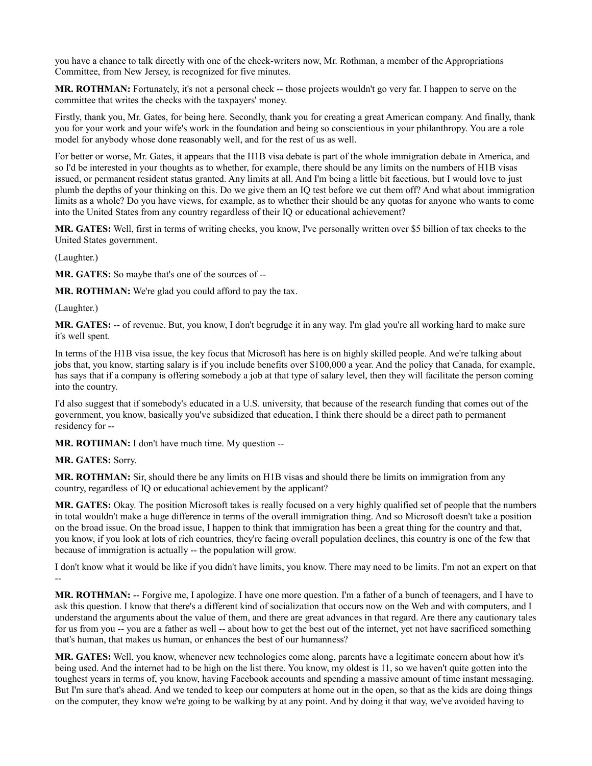you have a chance to talk directly with one of the check-writers now, Mr. Rothman, a member of the Appropriations Committee, from New Jersey, is recognized for five minutes.

**MR. ROTHMAN:** Fortunately, it's not a personal check -- those projects wouldn't go very far. I happen to serve on the committee that writes the checks with the taxpayers' money.

Firstly, thank you, Mr. Gates, for being here. Secondly, thank you for creating a great American company. And finally, thank you for your work and your wife's work in the foundation and being so conscientious in your philanthropy. You are a role model for anybody whose done reasonably well, and for the rest of us as well.

For better or worse, Mr. Gates, it appears that the H1B visa debate is part of the whole immigration debate in America, and so I'd be interested in your thoughts as to whether, for example, there should be any limits on the numbers of H1B visas issued, or permanent resident status granted. Any limits at all. And I'm being a little bit facetious, but I would love to just plumb the depths of your thinking on this. Do we give them an IQ test before we cut them off? And what about immigration limits as a whole? Do you have views, for example, as to whether their should be any quotas for anyone who wants to come into the United States from any country regardless of their IQ or educational achievement?

**MR. GATES:** Well, first in terms of writing checks, you know, I've personally written over $5 billion of tax checks to the United States government.

(Laughter.)

**MR. GATES:** So maybe that's one of the sources of --

**MR. ROTHMAN:** We're glad you could afford to pay the tax.

(Laughter.)

**MR. GATES:** -- of revenue. But, you know, I don't begrudge it in any way. I'm glad you're all working hard to make sure it's well spent.

In terms of the H1B visa issue, the key focus that Microsoft has here is on highly skilled people. And we're talking about jobs that, you know, starting salary is if you include benefits over $100,000 a year. And the policy that Canada, for example, has says that if a company is offering somebody a job at that type of salary level, then they will facilitate the person coming into the country.

I'd also suggest that if somebody's educated in a U.S. university, that because of the research funding that comes out of the government, you know, basically you've subsidized that education, I think there should be a direct path to permanent residency for --

**MR. ROTHMAN:** I don't have much time. My question --

**MR. GATES:** Sorry.

**MR. ROTHMAN:** Sir, should there be any limits on H1B visas and should there be limits on immigration from any country, regardless of IQ or educational achievement by the applicant?

**MR. GATES:** Okay. The position Microsoft takes is really focused on a very highly qualified set of people that the numbers in total wouldn't make a huge difference in terms of the overall immigration thing. And so Microsoft doesn't take a position on the broad issue. On the broad issue, I happen to think that immigration has been a great thing for the country and that, you know, if you look at lots of rich countries, they're facing overall population declines, this country is one of the few that because of immigration is actually -- the population will grow.

I don't know what it would be like if you didn't have limits, you know. There may need to be limits. I'm not an expert on that --

**MR. ROTHMAN:** -- Forgive me, I apologize. I have one more question. I'm a father of a bunch of teenagers, and I have to ask this question. I know that there's a different kind of socialization that occurs now on the Web and with computers, and I understand the arguments about the value of them, and there are great advances in that regard. Are there any cautionary tales for us from you -- you are a father as well -- about how to get the best out of the internet, yet not have sacrificed something that's human, that makes us human, or enhances the best of our humanness?

**MR. GATES:** Well, you know, whenever new technologies come along, parents have a legitimate concern about how it's being used. And the internet had to be high on the list there. You know, my oldest is 11, so we haven't quite gotten into the toughest years in terms of, you know, having Facebook accounts and spending a massive amount of time instant messaging. But I'm sure that's ahead. And we tended to keep our computers at home out in the open, so that as the kids are doing things on the computer, they know we're going to be walking by at any point. And by doing it that way, we've avoided having to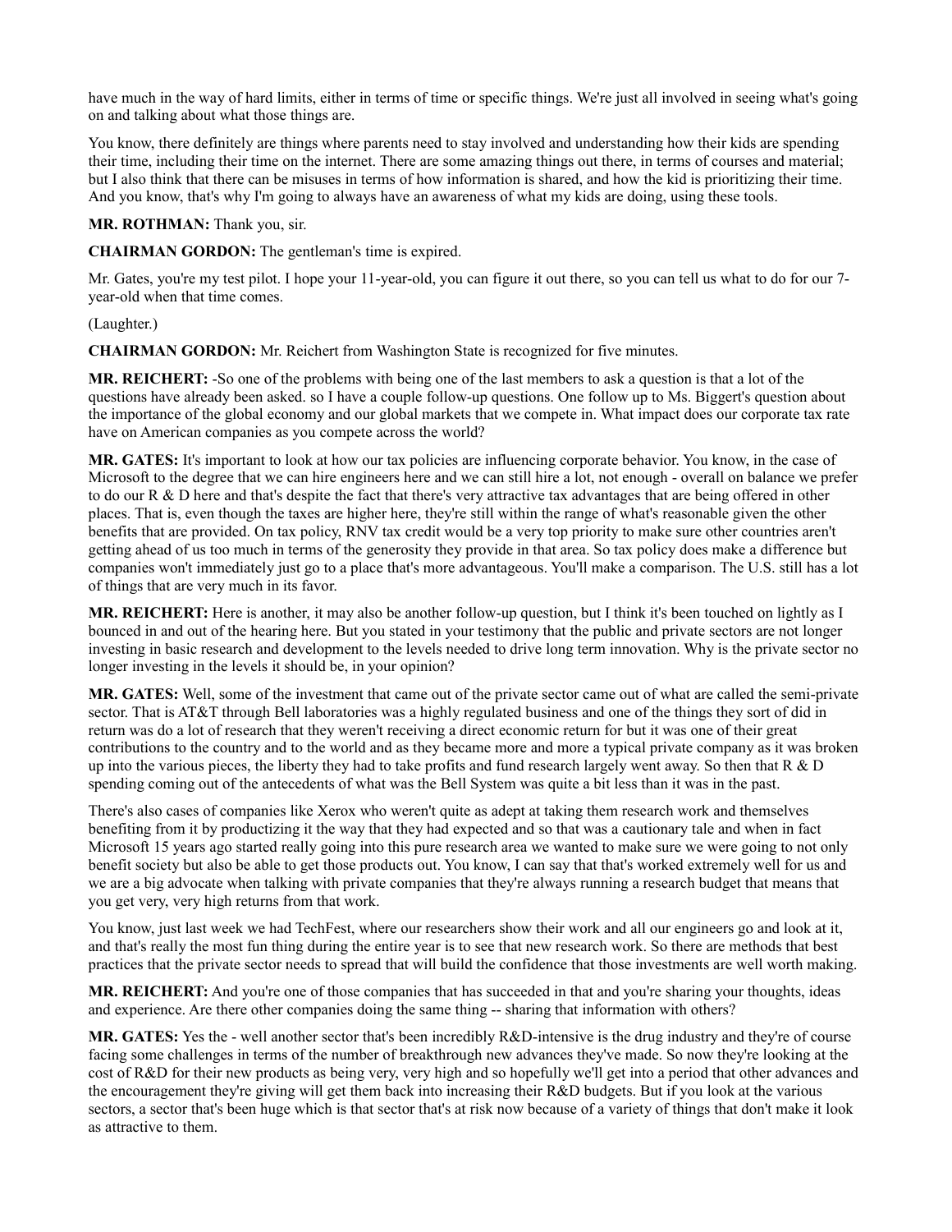have much in the way of hard limits, either in terms of time or specific things. We're just all involved in seeing what's going on and talking about what those things are.

You know, there definitely are things where parents need to stay involved and understanding how their kids are spending their time, including their time on the internet. There are some amazing things out there, in terms of courses and material; but I also think that there can be misuses in terms of how information is shared, and how the kid is prioritizing their time. And you know, that's why I'm going to always have an awareness of what my kids are doing, using these tools.

**MR. ROTHMAN:** Thank you, sir.

**CHAIRMAN GORDON:** The gentleman's time is expired.

Mr. Gates, you're my test pilot. I hope your 11-year-old, you can figure it out there, so you can tell us what to do for our 7-year-old when that time comes.

(Laughter.)

**CHAIRMAN GORDON:** Mr. Reichert from Washington State is recognized for five minutes.

**MR. REICHERT:** -So one of the problems with being one of the last members to ask a question is that a lot of the questions have already been asked. so I have a couple follow-up questions. One follow up to Ms. Biggert's question about the importance of the global economy and our global markets that we compete in. What impact does our corporate tax rate have on American companies as you compete across the world?

**MR. GATES:** It's important to look at how our tax policies are influencing corporate behavior. You know, in the case of Microsoft to the degree that we can hire engineers here and we can still hire a lot, not enough - overall on balance we prefer to do our R & D here and that's despite the fact that there's very attractive tax advantages that are being offered in other places. That is, even though the taxes are higher here, they're still within the range of what's reasonable given the other benefits that are provided. On tax policy, RNV tax credit would be a very top priority to make sure other countries aren't getting ahead of us too much in terms of the generosity they provide in that area. So tax policy does make a difference but companies won't immediately just go to a place that's more advantageous. You'll make a comparison. The U.S. still has a lot of things that are very much in its favor.

**MR. REICHERT:** Here is another, it may also be another follow-up question, but I think it's been touched on lightly as I bounced in and out of the hearing here. But you stated in your testimony that the public and private sectors are not longer investing in basic research and development to the levels needed to drive long term innovation. Why is the private sector no longer investing in the levels it should be, in your opinion?

**MR. GATES:** Well, some of the investment that came out of the private sector came out of what are called the semi-private sector. That is AT&T through Bell laboratories was a highly regulated business and one of the things they sort of did in return was do a lot of research that they weren't receiving a direct economic return for but it was one of their great contributions to the country and to the world and as they became more and more a typical private company as it was broken up into the various pieces, the liberty they had to take profits and fund research largely went away. So then that R & D spending coming out of the antecedents of what was the Bell System was quite a bit less than it was in the past.

There's also cases of companies like Xerox who weren't quite as adept at taking them research work and themselves benefiting from it by productizing it the way that they had expected and so that was a cautionary tale and when in fact Microsoft 15 years ago started really going into this pure research area we wanted to make sure we were going to not only benefit society but also be able to get those products out. You know, I can say that that's worked extremely well for us and we are a big advocate when talking with private companies that they're always running a research budget that means that you get very, very high returns from that work.

You know, just last week we had TechFest, where our researchers show their work and all our engineers go and look at it, and that's really the most fun thing during the entire year is to see that new research work. So there are methods that best practices that the private sector needs to spread that will build the confidence that those investments are well worth making.

**MR. REICHERT:** And you're one of those companies that has succeeded in that and you're sharing your thoughts, ideas and experience. Are there other companies doing the same thing -- sharing that information with others?

**MR. GATES:** Yes the - well another sector that's been incredibly R&D-intensive is the drug industry and they're of course facing some challenges in terms of the number of breakthrough new advances they've made. So now they're looking at the cost of R&D for their new products as being very, very high and so hopefully we'll get into a period that other advances and the encouragement they're giving will get them back into increasing their R&D budgets. But if you look at the various sectors, a sector that's been huge which is that sector that's at risk now because of a variety of things that don't make it look as attractive to them.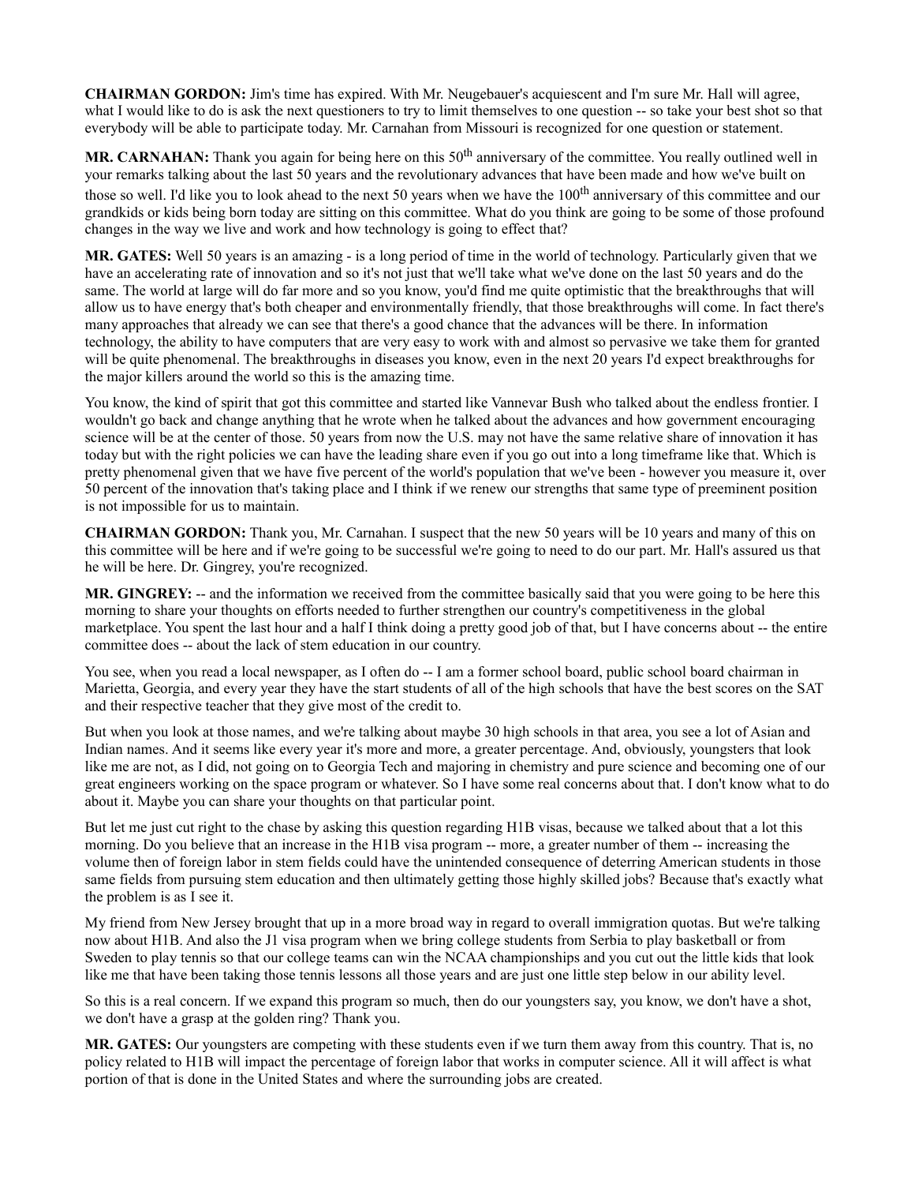**CHAIRMAN GORDON:** Jim's time has expired. With Mr. Neugebauer's acquiescent and I'm sure Mr. Hall will agree, what I would like to do is ask the next questioners to try to limit themselves to one question -- so take your best shot so that everybody will be able to participate today. Mr. Carnahan from Missouri is recognized for one question or statement.

**MR. CARNAHAN:** Thank you again for being here on this 50th anniversary of the committee. You really outlined well in your remarks talking about the last 50 years and the revolutionary advances that have been made and how we've built on those so well. I'd like you to look ahead to the next 50 years when we have the 100th anniversary of this committee and our grandkids or kids being born today are sitting on this committee. What do you think are going to be some of those profound changes in the way we live and work and how technology is going to effect that?

**MR. GATES:** Well 50 years is an amazing - is a long period of time in the world of technology. Particularly given that we have an accelerating rate of innovation and so it's not just that we'll take what we've done on the last 50 years and do the same. The world at large will do far more and so you know, you'd find me quite optimistic that the breakthroughs that will allow us to have energy that's both cheaper and environmentally friendly, that those breakthroughs will come. In fact there's many approaches that already we can see that there's a good chance that the advances will be there. In information technology, the ability to have computers that are very easy to work with and almost so pervasive we take them for granted will be quite phenomenal. The breakthroughs in diseases you know, even in the next 20 years I'd expect breakthroughs for the major killers around the world so this is the amazing time.

You know, the kind of spirit that got this committee and started like Vannevar Bush who talked about the endless frontier. I wouldn't go back and change anything that he wrote when he talked about the advances and how government encouraging science will be at the center of those. 50 years from now the U.S. may not have the same relative share of innovation it has today but with the right policies we can have the leading share even if you go out into a long timeframe like that. Which is pretty phenomenal given that we have five percent of the world's population that we've been - however you measure it, over 50 percent of the innovation that's taking place and I think if we renew our strengths that same type of preeminent position is not impossible for us to maintain.

**CHAIRMAN GORDON:** Thank you, Mr. Carnahan. I suspect that the new 50 years will be 10 years and many of this on this committee will be here and if we're going to be successful we're going to need to do our part. Mr. Hall's assured us that he will be here. Dr. Gingrey, you're recognized.

**MR. GINGREY:** -- and the information we received from the committee basically said that you were going to be here this morning to share your thoughts on efforts needed to further strengthen our country's competitiveness in the global marketplace. You spent the last hour and a half I think doing a pretty good job of that, but I have concerns about -- the entire committee does -- about the lack of stem education in our country.

You see, when you read a local newspaper, as I often do -- I am a former school board, public school board chairman in Marietta, Georgia, and every year they have the start students of all of the high schools that have the best scores on the SAT and their respective teacher that they give most of the credit to.

But when you look at those names, and we're talking about maybe 30 high schools in that area, you see a lot of Asian and Indian names. And it seems like every year it's more and more, a greater percentage. And, obviously, youngsters that look like me are not, as I did, not going on to Georgia Tech and majoring in chemistry and pure science and becoming one of our great engineers working on the space program or whatever. So I have some real concerns about that. I don't know what to do about it. Maybe you can share your thoughts on that particular point.

But let me just cut right to the chase by asking this question regarding H1B visas, because we talked about that a lot this morning. Do you believe that an increase in the H1B visa program -- more, a greater number of them -- increasing the volume then of foreign labor in stem fields could have the unintended consequence of deterring American students in those same fields from pursuing stem education and then ultimately getting those highly skilled jobs? Because that's exactly what the problem is as I see it.

My friend from New Jersey brought that up in a more broad way in regard to overall immigration quotas. But we're talking now about H1B. And also the J1 visa program when we bring college students from Serbia to play basketball or from Sweden to play tennis so that our college teams can win the NCAA championships and you cut out the little kids that look like me that have been taking those tennis lessons all those years and are just one little step below in our ability level.

So this is a real concern. If we expand this program so much, then do our youngsters say, you know, we don't have a shot, we don't have a grasp at the golden ring? Thank you.

**MR. GATES:** Our youngsters are competing with these students even if we turn them away from this country. That is, no policy related to H1B will impact the percentage of foreign labor that works in computer science. All it will affect is what portion of that is done in the United States and where the surrounding jobs are created.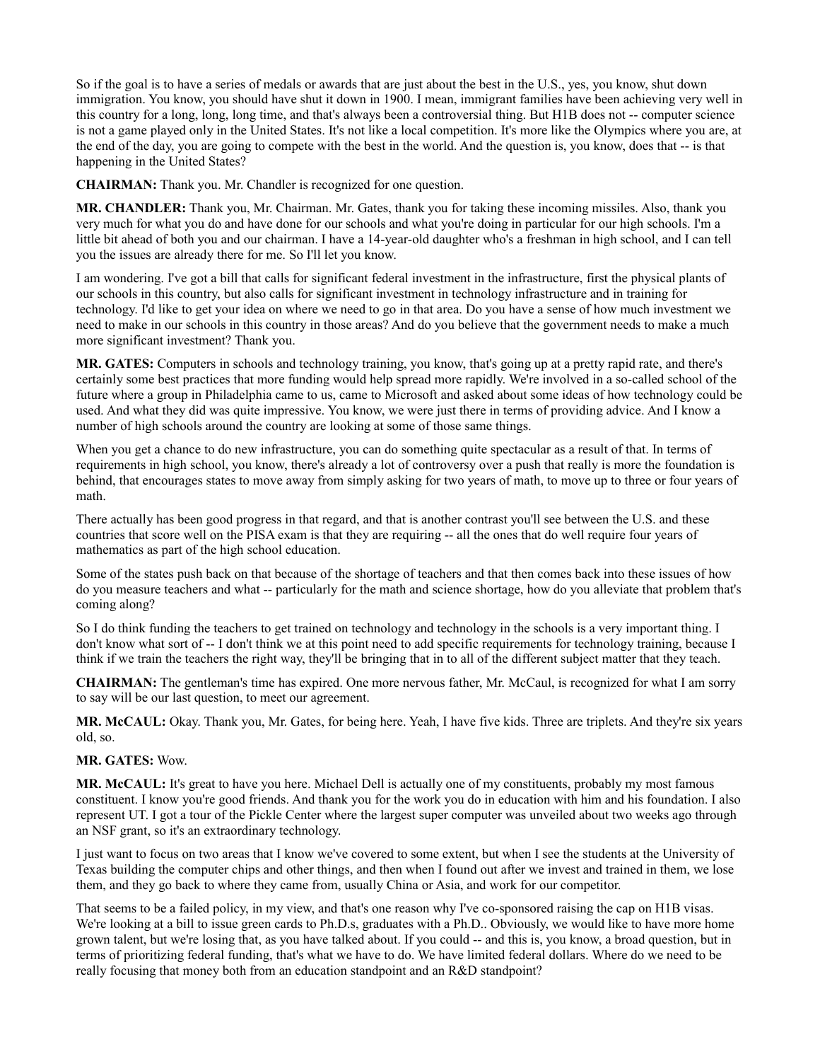So if the goal is to have a series of medals or awards that are just about the best in the U.S., yes, you know, shut down immigration. You know, you should have shut it down in 1900. I mean, immigrant families have been achieving very well in this country for a long, long, long time, and that's always been a controversial thing. But H1B does not -- computer science is not a game played only in the United States. It's not like a local competition. It's more like the Olympics where you are, at the end of the day, you are going to compete with the best in the world. And the question is, you know, does that -- is that happening in the United States?

**CHAIRMAN:** Thank you. Mr. Chandler is recognized for one question.

**MR. CHANDLER:** Thank you, Mr. Chairman. Mr. Gates, thank you for taking these incoming missiles. Also, thank you very much for what you do and have done for our schools and what you're doing in particular for our high schools. I'm a little bit ahead of both you and our chairman. I have a 14-year-old daughter who's a freshman in high school, and I can tell you the issues are already there for me. So I'll let you know.

I am wondering. I've got a bill that calls for significant federal investment in the infrastructure, first the physical plants of our schools in this country, but also calls for significant investment in technology infrastructure and in training for technology. I'd like to get your idea on where we need to go in that area. Do you have a sense of how much investment we need to make in our schools in this country in those areas? And do you believe that the government needs to make a much more significant investment? Thank you.

**MR. GATES:** Computers in schools and technology training, you know, that's going up at a pretty rapid rate, and there's certainly some best practices that more funding would help spread more rapidly. We're involved in a so-called school of the future where a group in Philadelphia came to us, came to Microsoft and asked about some ideas of how technology could be used. And what they did was quite impressive. You know, we were just there in terms of providing advice. And I know a number of high schools around the country are looking at some of those same things.

When you get a chance to do new infrastructure, you can do something quite spectacular as a result of that. In terms of requirements in high school, you know, there's already a lot of controversy over a push that really is more the foundation is behind, that encourages states to move away from simply asking for two years of math, to move up to three or four years of math.

There actually has been good progress in that regard, and that is another contrast you'll see between the U.S. and these countries that score well on the PISA exam is that they are requiring -- all the ones that do well require four years of mathematics as part of the high school education.

Some of the states push back on that because of the shortage of teachers and that then comes back into these issues of how do you measure teachers and what -- particularly for the math and science shortage, how do you alleviate that problem that's coming along?

So I do think funding the teachers to get trained on technology and technology in the schools is a very important thing. I don't know what sort of -- I don't think we at this point need to add specific requirements for technology training, because I think if we train the teachers the right way, they'll be bringing that in to all of the different subject matter that they teach.

**CHAIRMAN:** The gentleman's time has expired. One more nervous father, Mr. McCaul, is recognized for what I am sorry to say will be our last question, to meet our agreement.

**MR. McCAUL:** Okay. Thank you, Mr. Gates, for being here. Yeah, I have five kids. Three are triplets. And they're six years old, so.

**MR. GATES:** Wow.

**MR. McCAUL:** It's great to have you here. Michael Dell is actually one of my constituents, probably my most famous constituent. I know you're good friends. And thank you for the work you do in education with him and his foundation. I also represent UT. I got a tour of the Pickle Center where the largest super computer was unveiled about two weeks ago through an NSF grant, so it's an extraordinary technology.

I just want to focus on two areas that I know we've covered to some extent, but when I see the students at the University of Texas building the computer chips and other things, and then when I found out after we invest and trained in them, we lose them, and they go back to where they came from, usually China or Asia, and work for our competitor.

That seems to be a failed policy, in my view, and that's one reason why I've co-sponsored raising the cap on H1B visas. We're looking at a bill to issue green cards to Ph.D.s, graduates with a Ph.D.. Obviously, we would like to have more home grown talent, but we're losing that, as you have talked about. If you could -- and this is, you know, a broad question, but in terms of prioritizing federal funding, that's what we have to do. We have limited federal dollars. Where do we need to be really focusing that money both from an education standpoint and an R&D standpoint?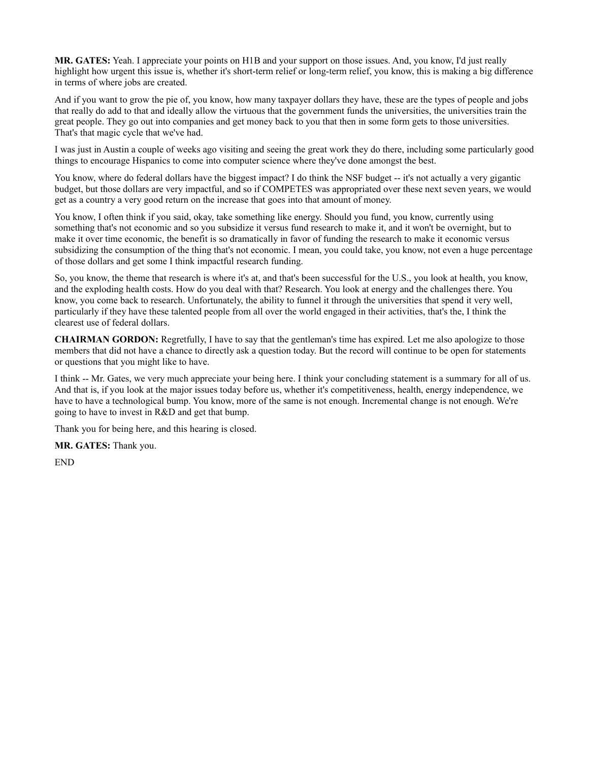**MR. GATES:** Yeah. I appreciate your points on H1B and your support on those issues. And, you know, I'd just really highlight how urgent this issue is, whether it's short-term relief or long-term relief, you know, this is making a big difference in terms of where jobs are created.

And if you want to grow the pie of, you know, how many taxpayer dollars they have, these are the types of people and jobs that really do add to that and ideally allow the virtuous that the government funds the universities, the universities train the great people. They go out into companies and get money back to you that then in some form gets to those universities. That's that magic cycle that we've had.

I was just in Austin a couple of weeks ago visiting and seeing the great work they do there, including some particularly good things to encourage Hispanics to come into computer science where they've done amongst the best.

You know, where do federal dollars have the biggest impact? I do think the NSF budget -- it's not actually a very gigantic budget, but those dollars are very impactful, and so if COMPETES was appropriated over these next seven years, we would get as a country a very good return on the increase that goes into that amount of money.

You know, I often think if you said, okay, take something like energy. Should you fund, you know, currently using something that's not economic and so you subsidize it versus fund research to make it, and it won't be overnight, but to make it over time economic, the benefit is so dramatically in favor of funding the research to make it economic versus subsidizing the consumption of the thing that's not economic. I mean, you could take, you know, not even a huge percentage of those dollars and get some I think impactful research funding.

So, you know, the theme that research is where it's at, and that's been successful for the U.S., you look at health, you know, and the exploding health costs. How do you deal with that? Research. You look at energy and the challenges there. You know, you come back to research. Unfortunately, the ability to funnel it through the universities that spend it very well, particularly if they have these talented people from all over the world engaged in their activities, that's the, I think the clearest use of federal dollars.

**CHAIRMAN GORDON:** Regretfully, I have to say that the gentleman's time has expired. Let me also apologize to those members that did not have a chance to directly ask a question today. But the record will continue to be open for statements or questions that you might like to have.

I think -- Mr. Gates, we very much appreciate your being here. I think your concluding statement is a summary for all of us. And that is, if you look at the major issues today before us, whether it's competitiveness, health, energy independence, we have to have a technological bump. You know, more of the same is not enough. Incremental change is not enough. We're going to have to invest in R&D and get that bump.

Thank you for being here, and this hearing is closed.

**MR. GATES:** Thank you.

END